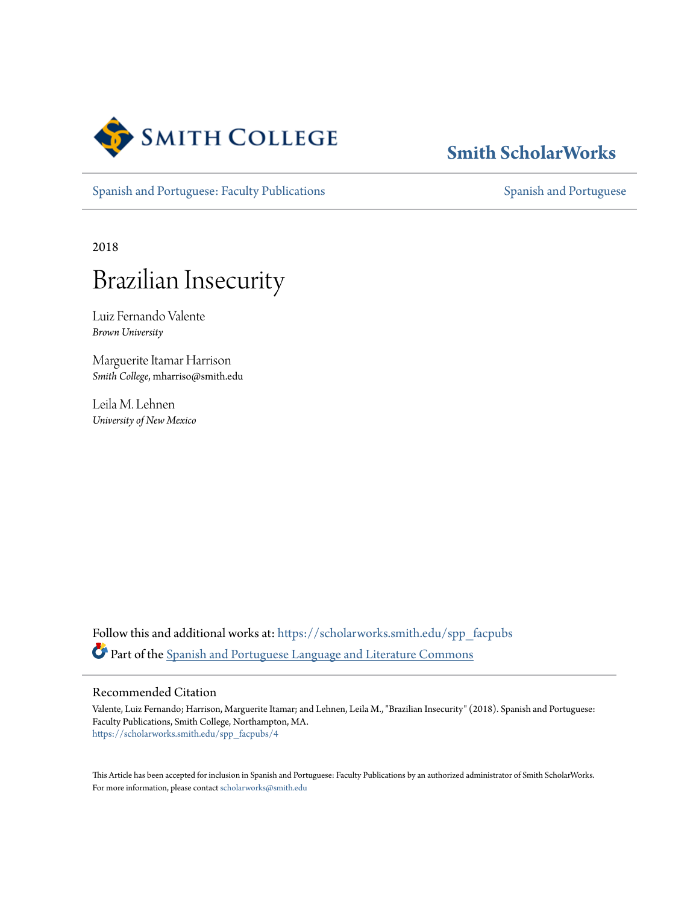Smith College

**Smith ScholarWorks**

Spanish and Portuguese: Faculty Publications | Spanish and Portuguese

2018

# Brazilian Insecurity

Luiz Fernando Valente
*Brown University*

Marguerite Itamar Harrison
*Smith College*, mharriso@smith.edu

Leila M. Lehnen
*University of New Mexico*

Follow this and additional works at: https://scholarworks.smith.edu/spp_facpubs

Part of the Spanish and Portuguese Language and Literature Commons

## Recommended Citation

Valente, Luiz Fernando; Harrison, Marguerite Itamar; and Lehnen, Leila M., "Brazilian Insecurity" (2018). Spanish and Portuguese: Faculty Publications, Smith College, Northampton, MA.
https://scholarworks.smith.edu/spp_facpubs/4

This Article has been accepted for inclusion in Spanish and Portuguese: Faculty Publications by an authorized administrator of Smith ScholarWorks. For more information, please contact scholarworks@smith.edu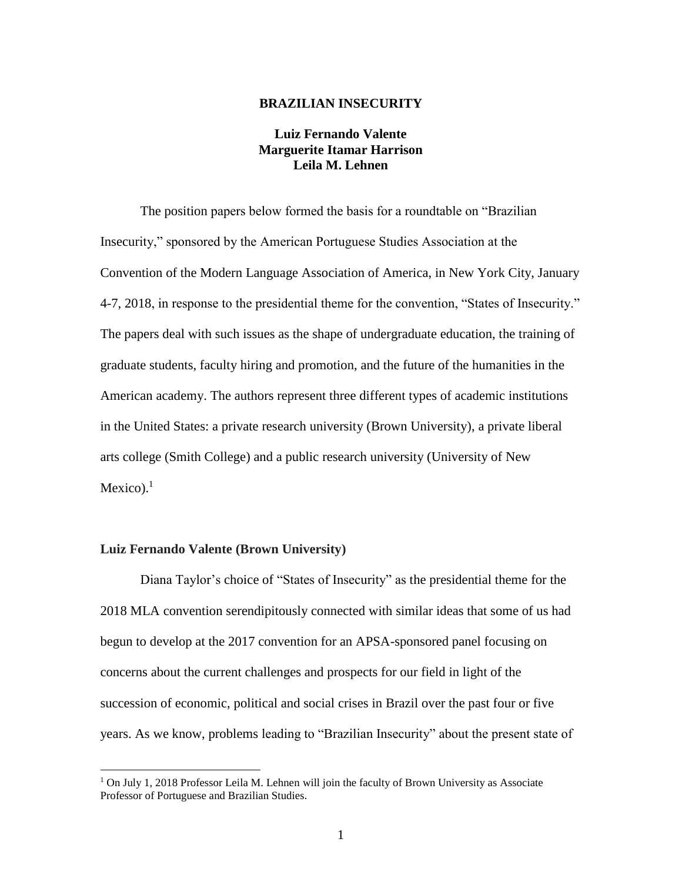# BRAZILIAN INSECURITY

**Luiz Fernando Valente**
**Marguerite Itamar Harrison**
**Leila M. Lehnen**

The position papers below formed the basis for a roundtable on "Brazilian Insecurity," sponsored by the American Portuguese Studies Association at the Convention of the Modern Language Association of America, in New York City, January 4-7, 2018, in response to the presidential theme for the convention, "States of Insecurity." The papers deal with such issues as the shape of undergraduate education, the training of graduate students, faculty hiring and promotion, and the future of the humanities in the American academy. The authors represent three different types of academic institutions in the United States: a private research university (Brown University), a private liberal arts college (Smith College) and a public research university (University of New Mexico).[1]

## Luiz Fernando Valente (Brown University)

Diana Taylor's choice of "States of Insecurity" as the presidential theme for the 2018 MLA convention serendipitously connected with similar ideas that some of us had begun to develop at the 2017 convention for an APSA-sponsored panel focusing on concerns about the current challenges and prospects for our field in light of the succession of economic, political and social crises in Brazil over the past four or five years. As we know, problems leading to "Brazilian Insecurity" about the present state of

[1] On July 1, 2018 Professor Leila M. Lehnen will join the faculty of Brown University as Associate Professor of Portuguese and Brazilian Studies.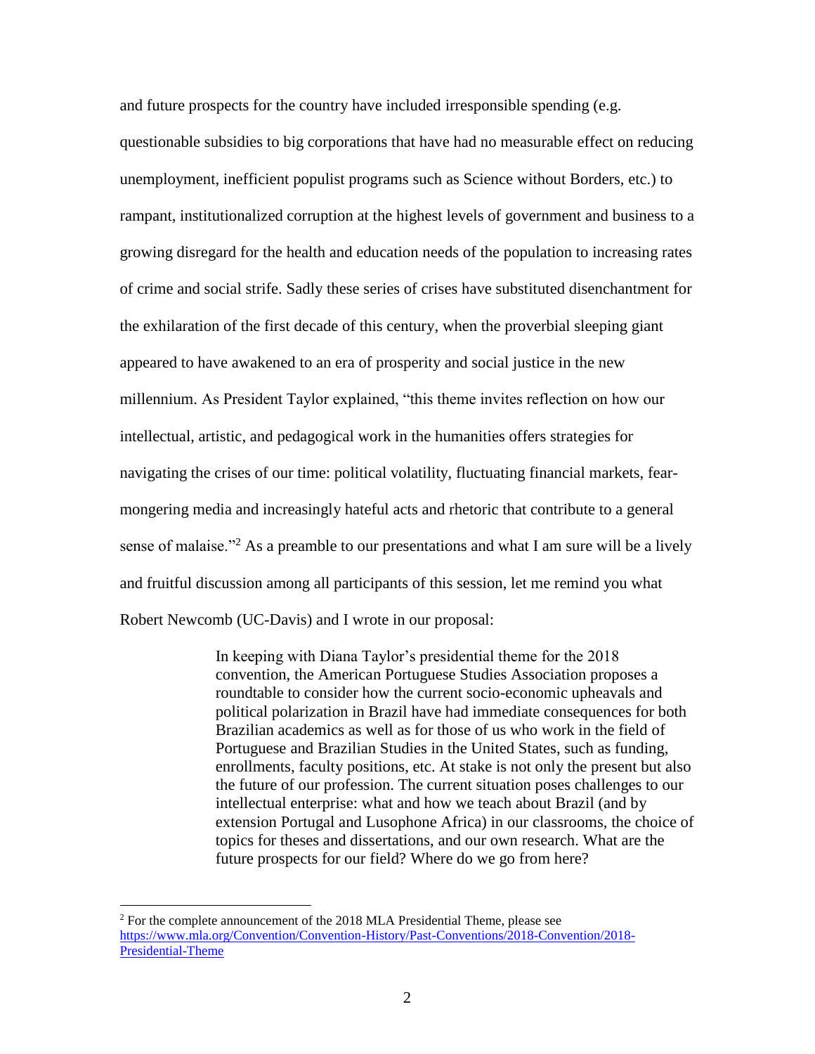and future prospects for the country have included irresponsible spending (e.g. questionable subsidies to big corporations that have had no measurable effect on reducing unemployment, inefficient populist programs such as Science without Borders, etc.) to rampant, institutionalized corruption at the highest levels of government and business to a growing disregard for the health and education needs of the population to increasing rates of crime and social strife. Sadly these series of crises have substituted disenchantment for the exhilaration of the first decade of this century, when the proverbial sleeping giant appeared to have awakened to an era of prosperity and social justice in the new millennium. As President Taylor explained, "this theme invites reflection on how our intellectual, artistic, and pedagogical work in the humanities offers strategies for navigating the crises of our time: political volatility, fluctuating financial markets, fear-mongering media and increasingly hateful acts and rhetoric that contribute to a general sense of malaise."[2] As a preamble to our presentations and what I am sure will be a lively and fruitful discussion among all participants of this session, let me remind you what Robert Newcomb (UC-Davis) and I wrote in our proposal:

> In keeping with Diana Taylor's presidential theme for the 2018 convention, the American Portuguese Studies Association proposes a roundtable to consider how the current socio-economic upheavals and political polarization in Brazil have had immediate consequences for both Brazilian academics as well as for those of us who work in the field of Portuguese and Brazilian Studies in the United States, such as funding, enrollments, faculty positions, etc. At stake is not only the present but also the future of our profession. The current situation poses challenges to our intellectual enterprise: what and how we teach about Brazil (and by extension Portugal and Lusophone Africa) in our classrooms, the choice of topics for theses and dissertations, and our own research. What are the future prospects for our field? Where do we go from here?

[2] For the complete announcement of the 2018 MLA Presidential Theme, please see https://www.mla.org/Convention/Convention-History/Past-Conventions/2018-Convention/2018-Presidential-Theme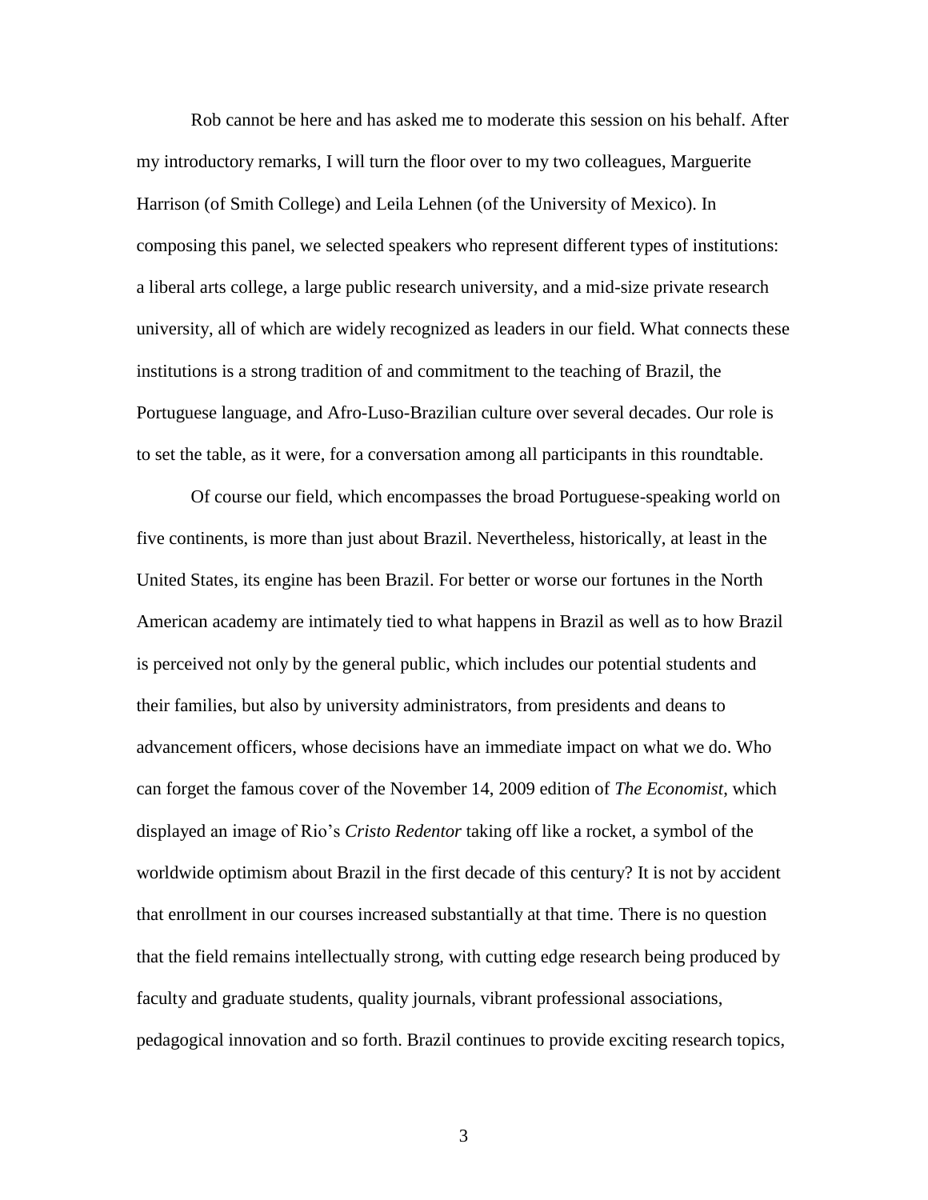Rob cannot be here and has asked me to moderate this session on his behalf. After my introductory remarks, I will turn the floor over to my two colleagues, Marguerite Harrison (of Smith College) and Leila Lehnen (of the University of Mexico). In composing this panel, we selected speakers who represent different types of institutions: a liberal arts college, a large public research university, and a mid-size private research university, all of which are widely recognized as leaders in our field. What connects these institutions is a strong tradition of and commitment to the teaching of Brazil, the Portuguese language, and Afro-Luso-Brazilian culture over several decades. Our role is to set the table, as it were, for a conversation among all participants in this roundtable.

Of course our field, which encompasses the broad Portuguese-speaking world on five continents, is more than just about Brazil. Nevertheless, historically, at least in the United States, its engine has been Brazil. For better or worse our fortunes in the North American academy are intimately tied to what happens in Brazil as well as to how Brazil is perceived not only by the general public, which includes our potential students and their families, but also by university administrators, from presidents and deans to advancement officers, whose decisions have an immediate impact on what we do. Who can forget the famous cover of the November 14, 2009 edition of *The Economist*, which displayed an image of Rio's *Cristo Redentor* taking off like a rocket, a symbol of the worldwide optimism about Brazil in the first decade of this century? It is not by accident that enrollment in our courses increased substantially at that time. There is no question that the field remains intellectually strong, with cutting edge research being produced by faculty and graduate students, quality journals, vibrant professional associations, pedagogical innovation and so forth. Brazil continues to provide exciting research topics,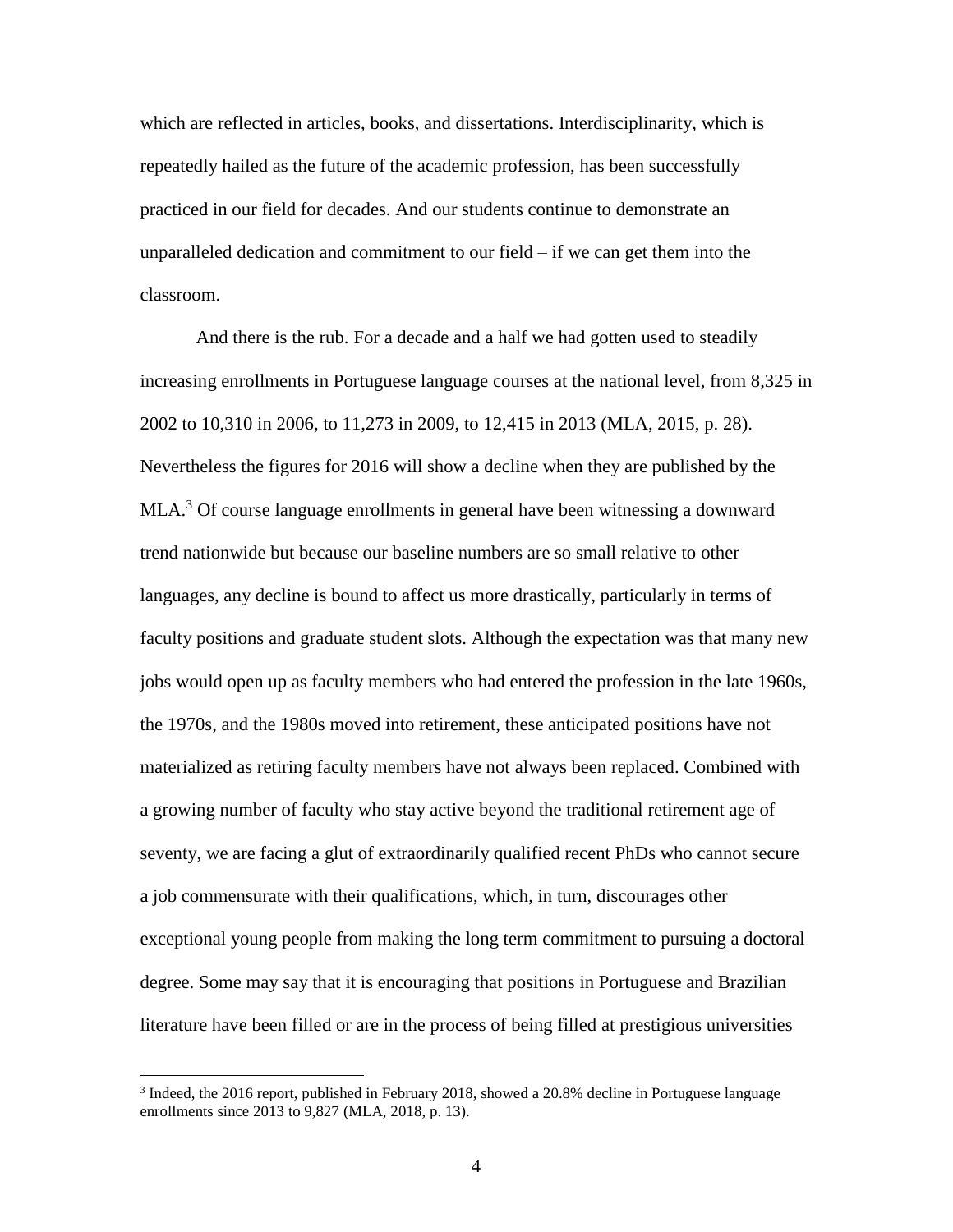which are reflected in articles, books, and dissertations. Interdisciplinarity, which is repeatedly hailed as the future of the academic profession, has been successfully practiced in our field for decades. And our students continue to demonstrate an unparalleled dedication and commitment to our field – if we can get them into the classroom.

And there is the rub. For a decade and a half we had gotten used to steadily increasing enrollments in Portuguese language courses at the national level, from 8,325 in 2002 to 10,310 in 2006, to 11,273 in 2009, to 12,415 in 2013 (MLA, 2015, p. 28). Nevertheless the figures for 2016 will show a decline when they are published by the MLA.[3] Of course language enrollments in general have been witnessing a downward trend nationwide but because our baseline numbers are so small relative to other languages, any decline is bound to affect us more drastically, particularly in terms of faculty positions and graduate student slots. Although the expectation was that many new jobs would open up as faculty members who had entered the profession in the late 1960s, the 1970s, and the 1980s moved into retirement, these anticipated positions have not materialized as retiring faculty members have not always been replaced. Combined with a growing number of faculty who stay active beyond the traditional retirement age of seventy, we are facing a glut of extraordinarily qualified recent PhDs who cannot secure a job commensurate with their qualifications, which, in turn, discourages other exceptional young people from making the long term commitment to pursuing a doctoral degree. Some may say that it is encouraging that positions in Portuguese and Brazilian literature have been filled or are in the process of being filled at prestigious universities

[3] Indeed, the 2016 report, published in February 2018, showed a 20.8% decline in Portuguese language enrollments since 2013 to 9,827 (MLA, 2018, p. 13).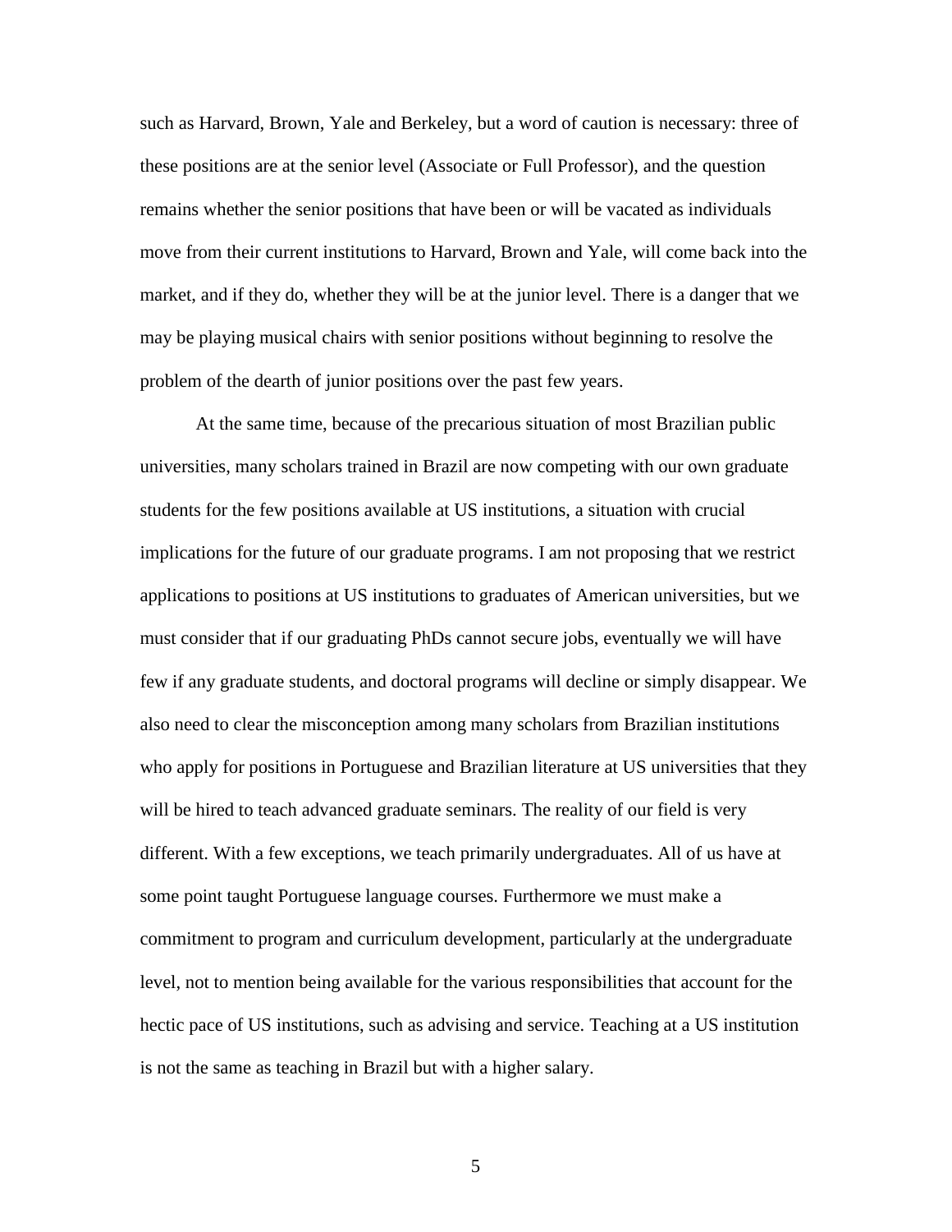such as Harvard, Brown, Yale and Berkeley, but a word of caution is necessary: three of these positions are at the senior level (Associate or Full Professor), and the question remains whether the senior positions that have been or will be vacated as individuals move from their current institutions to Harvard, Brown and Yale, will come back into the market, and if they do, whether they will be at the junior level. There is a danger that we may be playing musical chairs with senior positions without beginning to resolve the problem of the dearth of junior positions over the past few years.

At the same time, because of the precarious situation of most Brazilian public universities, many scholars trained in Brazil are now competing with our own graduate students for the few positions available at US institutions, a situation with crucial implications for the future of our graduate programs. I am not proposing that we restrict applications to positions at US institutions to graduates of American universities, but we must consider that if our graduating PhDs cannot secure jobs, eventually we will have few if any graduate students, and doctoral programs will decline or simply disappear. We also need to clear the misconception among many scholars from Brazilian institutions who apply for positions in Portuguese and Brazilian literature at US universities that they will be hired to teach advanced graduate seminars. The reality of our field is very different. With a few exceptions, we teach primarily undergraduates. All of us have at some point taught Portuguese language courses. Furthermore we must make a commitment to program and curriculum development, particularly at the undergraduate level, not to mention being available for the various responsibilities that account for the hectic pace of US institutions, such as advising and service. Teaching at a US institution is not the same as teaching in Brazil but with a higher salary.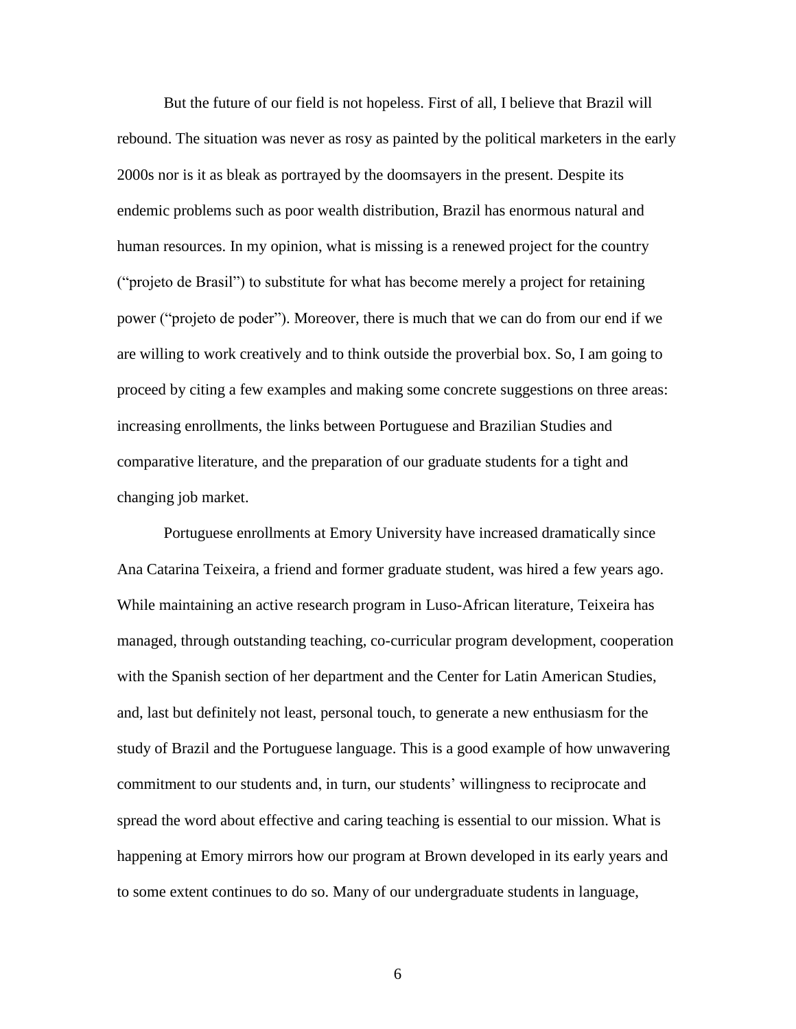But the future of our field is not hopeless. First of all, I believe that Brazil will rebound. The situation was never as rosy as painted by the political marketers in the early 2000s nor is it as bleak as portrayed by the doomsayers in the present. Despite its endemic problems such as poor wealth distribution, Brazil has enormous natural and human resources. In my opinion, what is missing is a renewed project for the country ("projeto de Brasil") to substitute for what has become merely a project for retaining power ("projeto de poder"). Moreover, there is much that we can do from our end if we are willing to work creatively and to think outside the proverbial box. So, I am going to proceed by citing a few examples and making some concrete suggestions on three areas: increasing enrollments, the links between Portuguese and Brazilian Studies and comparative literature, and the preparation of our graduate students for a tight and changing job market.

Portuguese enrollments at Emory University have increased dramatically since Ana Catarina Teixeira, a friend and former graduate student, was hired a few years ago. While maintaining an active research program in Luso-African literature, Teixeira has managed, through outstanding teaching, co-curricular program development, cooperation with the Spanish section of her department and the Center for Latin American Studies, and, last but definitely not least, personal touch, to generate a new enthusiasm for the study of Brazil and the Portuguese language. This is a good example of how unwavering commitment to our students and, in turn, our students' willingness to reciprocate and spread the word about effective and caring teaching is essential to our mission. What is happening at Emory mirrors how our program at Brown developed in its early years and to some extent continues to do so. Many of our undergraduate students in language,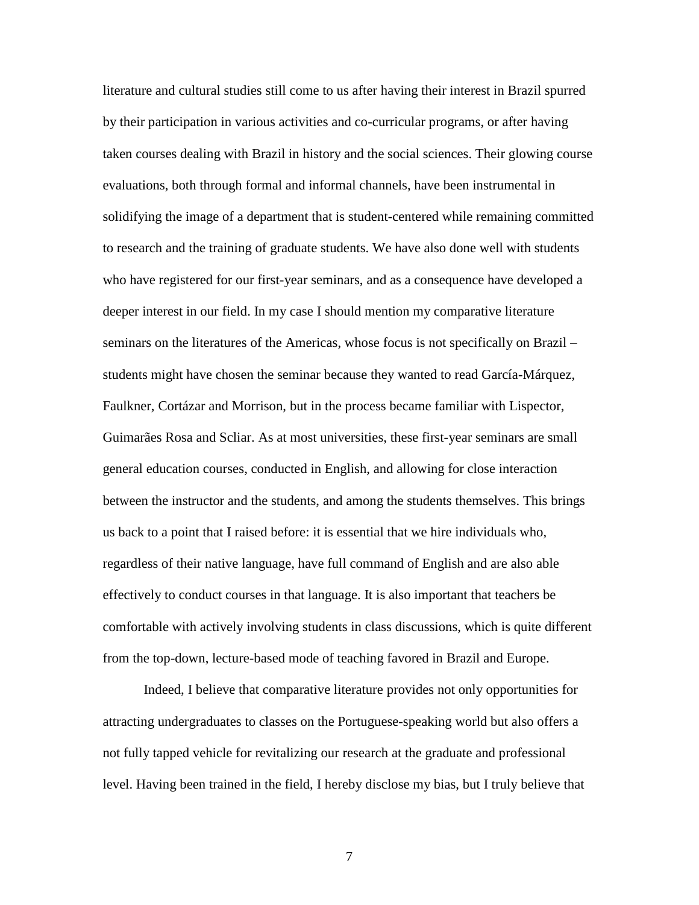literature and cultural studies still come to us after having their interest in Brazil spurred by their participation in various activities and co-curricular programs, or after having taken courses dealing with Brazil in history and the social sciences. Their glowing course evaluations, both through formal and informal channels, have been instrumental in solidifying the image of a department that is student-centered while remaining committed to research and the training of graduate students. We have also done well with students who have registered for our first-year seminars, and as a consequence have developed a deeper interest in our field. In my case I should mention my comparative literature seminars on the literatures of the Americas, whose focus is not specifically on Brazil – students might have chosen the seminar because they wanted to read García-Márquez, Faulkner, Cortázar and Morrison, but in the process became familiar with Lispector, Guimarães Rosa and Scliar. As at most universities, these first-year seminars are small general education courses, conducted in English, and allowing for close interaction between the instructor and the students, and among the students themselves. This brings us back to a point that I raised before: it is essential that we hire individuals who, regardless of their native language, have full command of English and are also able effectively to conduct courses in that language. It is also important that teachers be comfortable with actively involving students in class discussions, which is quite different from the top-down, lecture-based mode of teaching favored in Brazil and Europe.

Indeed, I believe that comparative literature provides not only opportunities for attracting undergraduates to classes on the Portuguese-speaking world but also offers a not fully tapped vehicle for revitalizing our research at the graduate and professional level. Having been trained in the field, I hereby disclose my bias, but I truly believe that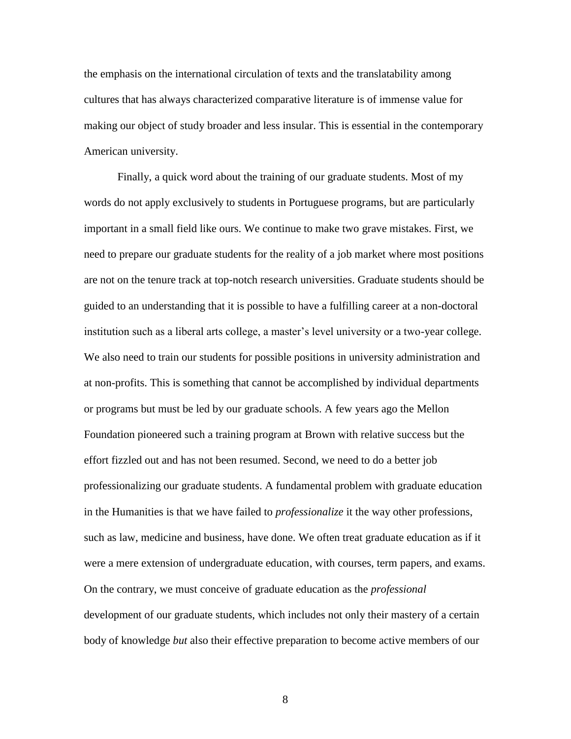the emphasis on the international circulation of texts and the translatability among cultures that has always characterized comparative literature is of immense value for making our object of study broader and less insular. This is essential in the contemporary American university.

Finally, a quick word about the training of our graduate students. Most of my words do not apply exclusively to students in Portuguese programs, but are particularly important in a small field like ours. We continue to make two grave mistakes. First, we need to prepare our graduate students for the reality of a job market where most positions are not on the tenure track at top-notch research universities. Graduate students should be guided to an understanding that it is possible to have a fulfilling career at a non-doctoral institution such as a liberal arts college, a master's level university or a two-year college. We also need to train our students for possible positions in university administration and at non-profits. This is something that cannot be accomplished by individual departments or programs but must be led by our graduate schools. A few years ago the Mellon Foundation pioneered such a training program at Brown with relative success but the effort fizzled out and has not been resumed. Second, we need to do a better job professionalizing our graduate students. A fundamental problem with graduate education in the Humanities is that we have failed to *professionalize* it the way other professions, such as law, medicine and business, have done. We often treat graduate education as if it were a mere extension of undergraduate education, with courses, term papers, and exams. On the contrary, we must conceive of graduate education as the *professional* development of our graduate students, which includes not only their mastery of a certain body of knowledge *but* also their effective preparation to become active members of our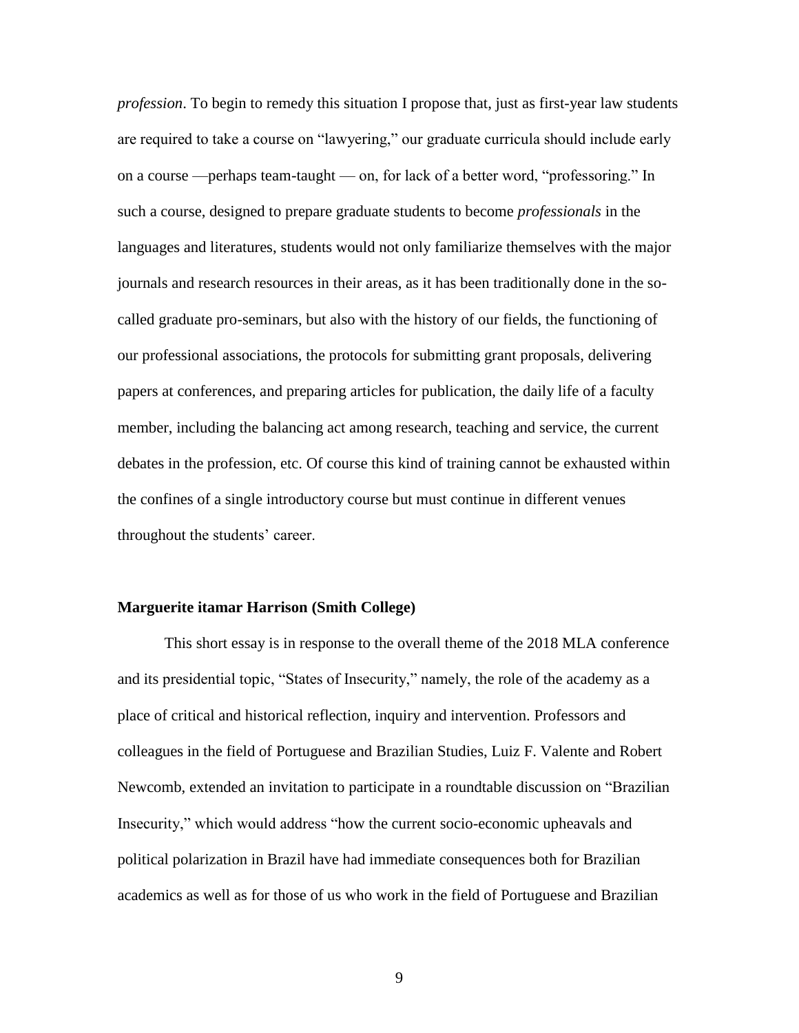*profession*. To begin to remedy this situation I propose that, just as first-year law students are required to take a course on "lawyering," our graduate curricula should include early on a course —perhaps team-taught — on, for lack of a better word, "professoring." In such a course, designed to prepare graduate students to become *professionals* in the languages and literatures, students would not only familiarize themselves with the major journals and research resources in their areas, as it has been traditionally done in the so-called graduate pro-seminars, but also with the history of our fields, the functioning of our professional associations, the protocols for submitting grant proposals, delivering papers at conferences, and preparing articles for publication, the daily life of a faculty member, including the balancing act among research, teaching and service, the current debates in the profession, etc. Of course this kind of training cannot be exhausted within the confines of a single introductory course but must continue in different venues throughout the students' career.

**Marguerite itamar Harrison (Smith College)**

This short essay is in response to the overall theme of the 2018 MLA conference and its presidential topic, "States of Insecurity," namely, the role of the academy as a place of critical and historical reflection, inquiry and intervention. Professors and colleagues in the field of Portuguese and Brazilian Studies, Luiz F. Valente and Robert Newcomb, extended an invitation to participate in a roundtable discussion on "Brazilian Insecurity," which would address "how the current socio-economic upheavals and political polarization in Brazil have had immediate consequences both for Brazilian academics as well as for those of us who work in the field of Portuguese and Brazilian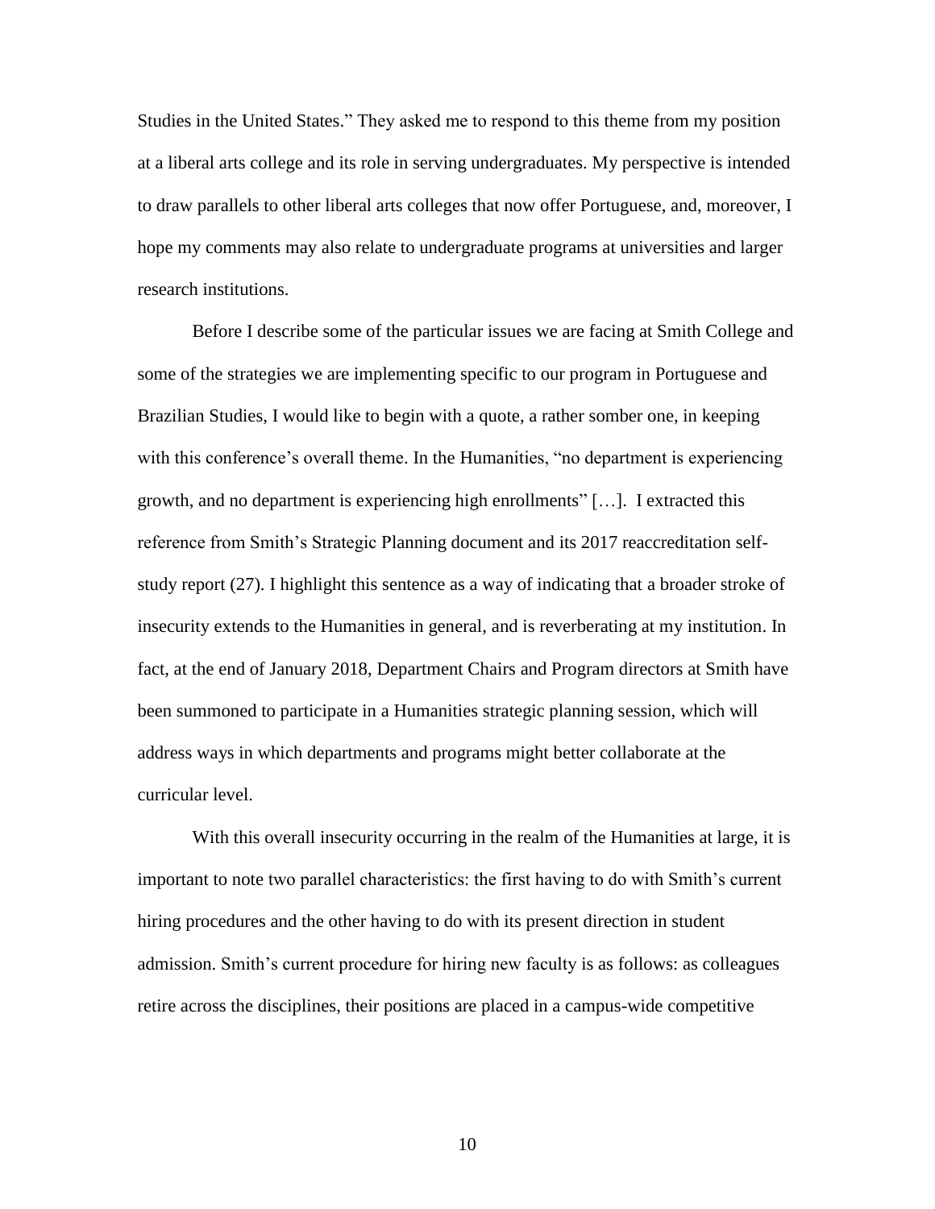Studies in the United States." They asked me to respond to this theme from my position at a liberal arts college and its role in serving undergraduates. My perspective is intended to draw parallels to other liberal arts colleges that now offer Portuguese, and, moreover, I hope my comments may also relate to undergraduate programs at universities and larger research institutions.

Before I describe some of the particular issues we are facing at Smith College and some of the strategies we are implementing specific to our program in Portuguese and Brazilian Studies, I would like to begin with a quote, a rather somber one, in keeping with this conference's overall theme. In the Humanities, "no department is experiencing growth, and no department is experiencing high enrollments" […]. I extracted this reference from Smith's Strategic Planning document and its 2017 reaccreditation self-study report (27). I highlight this sentence as a way of indicating that a broader stroke of insecurity extends to the Humanities in general, and is reverberating at my institution. In fact, at the end of January 2018, Department Chairs and Program directors at Smith have been summoned to participate in a Humanities strategic planning session, which will address ways in which departments and programs might better collaborate at the curricular level.

With this overall insecurity occurring in the realm of the Humanities at large, it is important to note two parallel characteristics: the first having to do with Smith's current hiring procedures and the other having to do with its present direction in student admission. Smith's current procedure for hiring new faculty is as follows: as colleagues retire across the disciplines, their positions are placed in a campus-wide competitive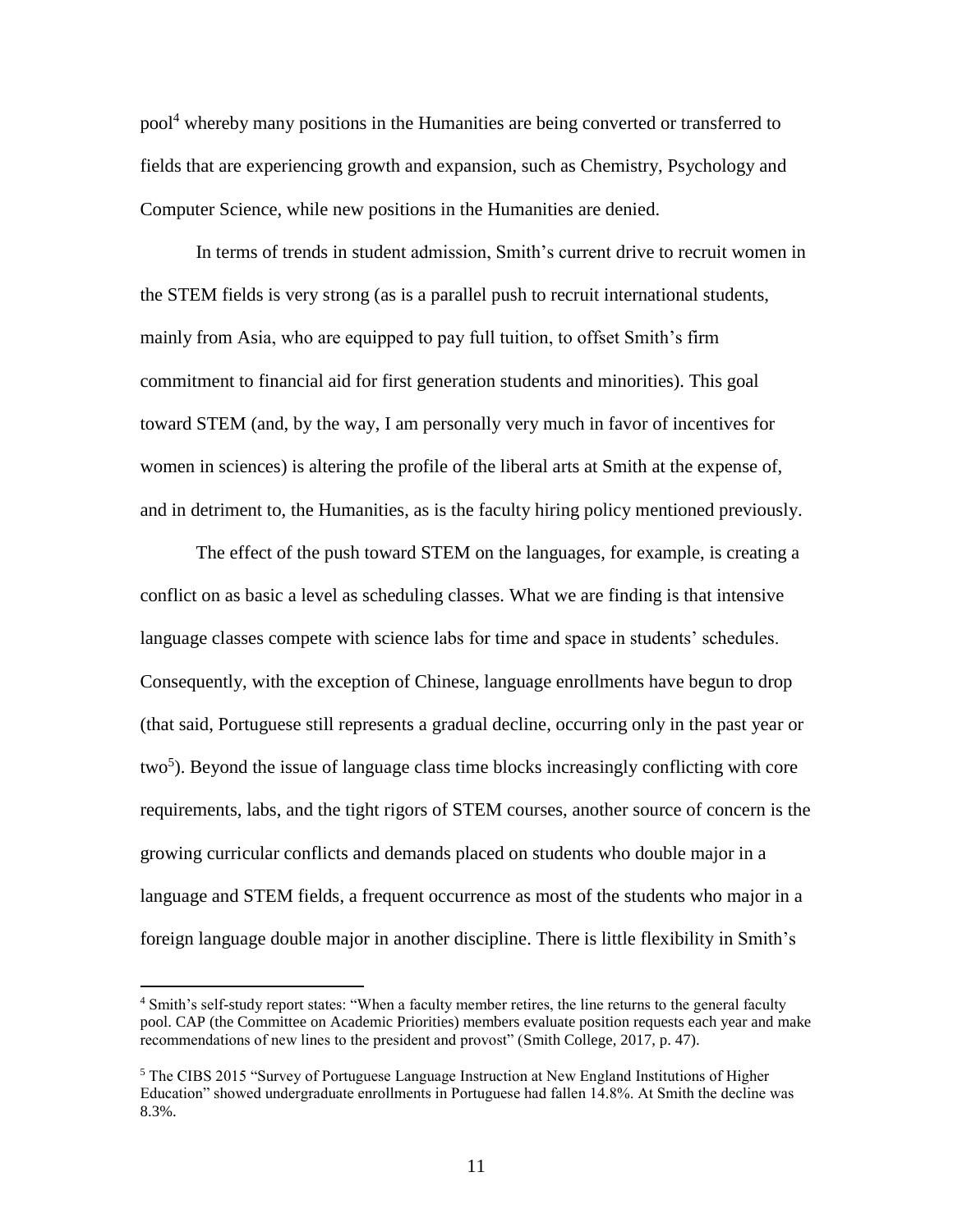pool[4] whereby many positions in the Humanities are being converted or transferred to fields that are experiencing growth and expansion, such as Chemistry, Psychology and Computer Science, while new positions in the Humanities are denied.

In terms of trends in student admission, Smith's current drive to recruit women in the STEM fields is very strong (as is a parallel push to recruit international students, mainly from Asia, who are equipped to pay full tuition, to offset Smith's firm commitment to financial aid for first generation students and minorities). This goal toward STEM (and, by the way, I am personally very much in favor of incentives for women in sciences) is altering the profile of the liberal arts at Smith at the expense of, and in detriment to, the Humanities, as is the faculty hiring policy mentioned previously.

The effect of the push toward STEM on the languages, for example, is creating a conflict on as basic a level as scheduling classes. What we are finding is that intensive language classes compete with science labs for time and space in students' schedules. Consequently, with the exception of Chinese, language enrollments have begun to drop (that said, Portuguese still represents a gradual decline, occurring only in the past year or two[5]). Beyond the issue of language class time blocks increasingly conflicting with core requirements, labs, and the tight rigors of STEM courses, another source of concern is the growing curricular conflicts and demands placed on students who double major in a language and STEM fields, a frequent occurrence as most of the students who major in a foreign language double major in another discipline. There is little flexibility in Smith's

---

[4] Smith's self-study report states: "When a faculty member retires, the line returns to the general faculty pool. CAP (the Committee on Academic Priorities) members evaluate position requests each year and make recommendations of new lines to the president and provost" (Smith College, 2017, p. 47).

[5] The CIBS 2015 "Survey of Portuguese Language Instruction at New England Institutions of Higher Education" showed undergraduate enrollments in Portuguese had fallen 14.8%. At Smith the decline was 8.3%.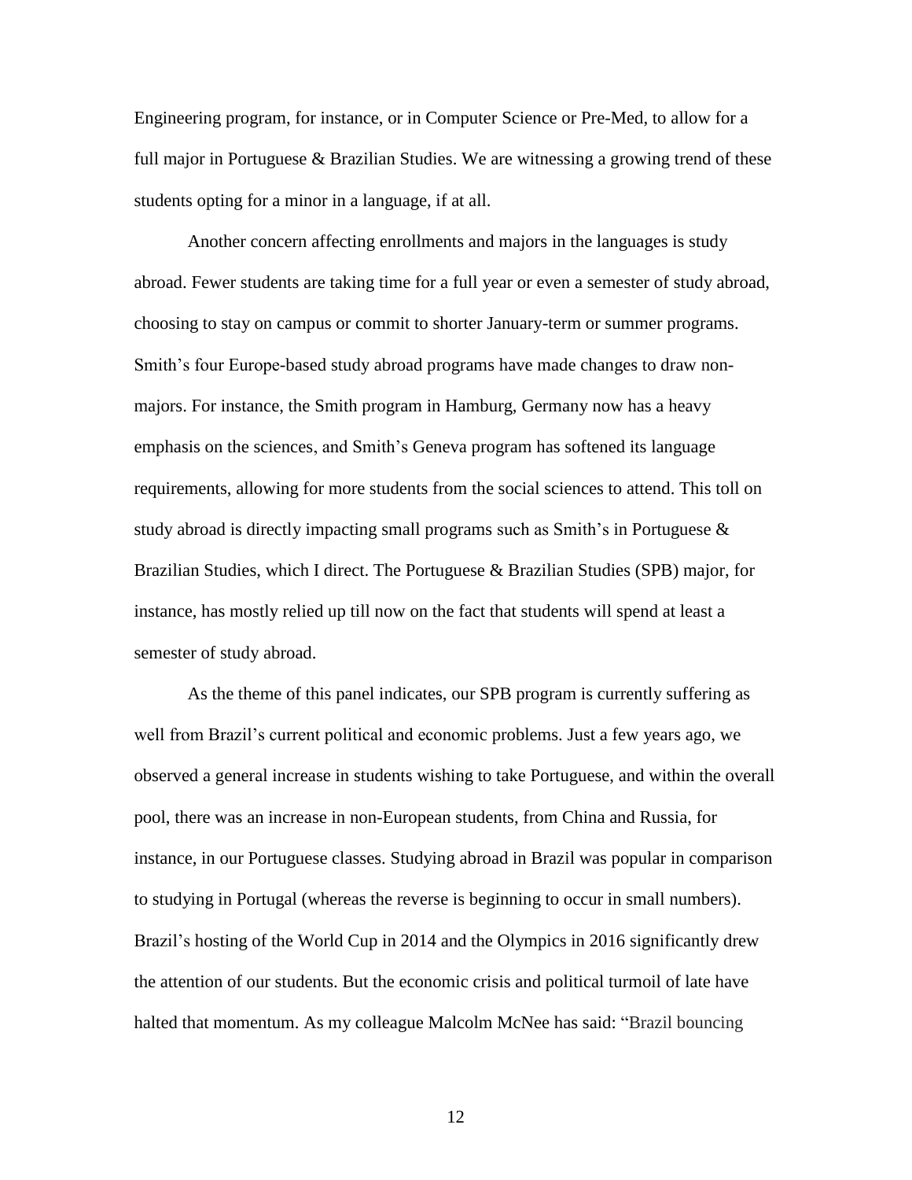Engineering program, for instance, or in Computer Science or Pre-Med, to allow for a full major in Portuguese & Brazilian Studies. We are witnessing a growing trend of these students opting for a minor in a language, if at all.

Another concern affecting enrollments and majors in the languages is study abroad. Fewer students are taking time for a full year or even a semester of study abroad, choosing to stay on campus or commit to shorter January-term or summer programs. Smith's four Europe-based study abroad programs have made changes to draw non-majors. For instance, the Smith program in Hamburg, Germany now has a heavy emphasis on the sciences, and Smith's Geneva program has softened its language requirements, allowing for more students from the social sciences to attend. This toll on study abroad is directly impacting small programs such as Smith's in Portuguese & Brazilian Studies, which I direct. The Portuguese & Brazilian Studies (SPB) major, for instance, has mostly relied up till now on the fact that students will spend at least a semester of study abroad.

As the theme of this panel indicates, our SPB program is currently suffering as well from Brazil's current political and economic problems. Just a few years ago, we observed a general increase in students wishing to take Portuguese, and within the overall pool, there was an increase in non-European students, from China and Russia, for instance, in our Portuguese classes. Studying abroad in Brazil was popular in comparison to studying in Portugal (whereas the reverse is beginning to occur in small numbers). Brazil's hosting of the World Cup in 2014 and the Olympics in 2016 significantly drew the attention of our students. But the economic crisis and political turmoil of late have halted that momentum. As my colleague Malcolm McNee has said: "Brazil bouncing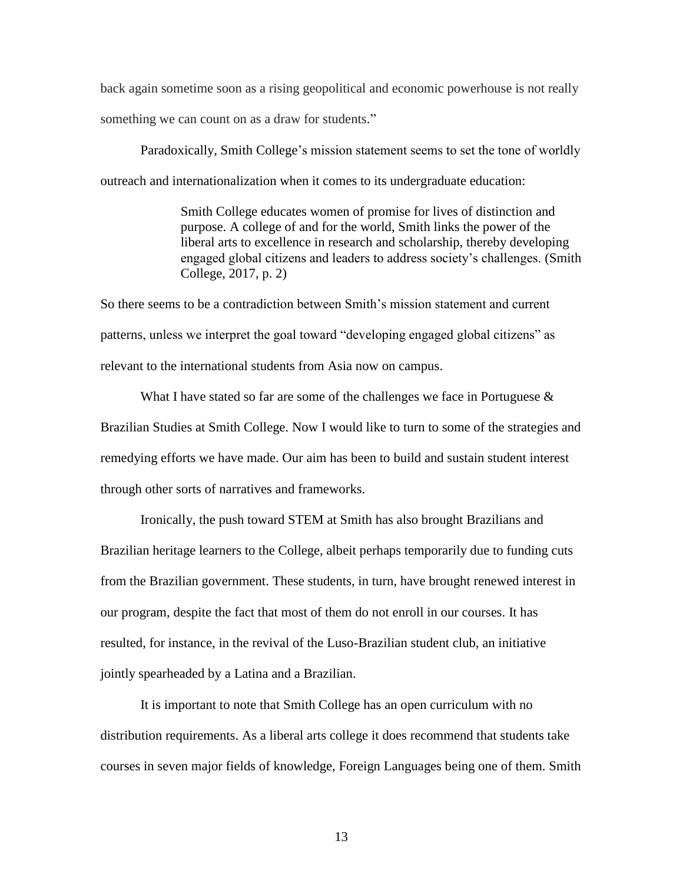back again sometime soon as a rising geopolitical and economic powerhouse is not really something we can count on as a draw for students."

Paradoxically, Smith College's mission statement seems to set the tone of worldly outreach and internationalization when it comes to its undergraduate education:

> Smith College educates women of promise for lives of distinction and purpose. A college of and for the world, Smith links the power of the liberal arts to excellence in research and scholarship, thereby developing engaged global citizens and leaders to address society's challenges. (Smith College, 2017, p. 2)

So there seems to be a contradiction between Smith's mission statement and current patterns, unless we interpret the goal toward "developing engaged global citizens" as relevant to the international students from Asia now on campus.

What I have stated so far are some of the challenges we face in Portuguese & Brazilian Studies at Smith College. Now I would like to turn to some of the strategies and remedying efforts we have made. Our aim has been to build and sustain student interest through other sorts of narratives and frameworks.

Ironically, the push toward STEM at Smith has also brought Brazilians and Brazilian heritage learners to the College, albeit perhaps temporarily due to funding cuts from the Brazilian government. These students, in turn, have brought renewed interest in our program, despite the fact that most of them do not enroll in our courses. It has resulted, for instance, in the revival of the Luso-Brazilian student club, an initiative jointly spearheaded by a Latina and a Brazilian.

It is important to note that Smith College has an open curriculum with no distribution requirements. As a liberal arts college it does recommend that students take courses in seven major fields of knowledge, Foreign Languages being one of them. Smith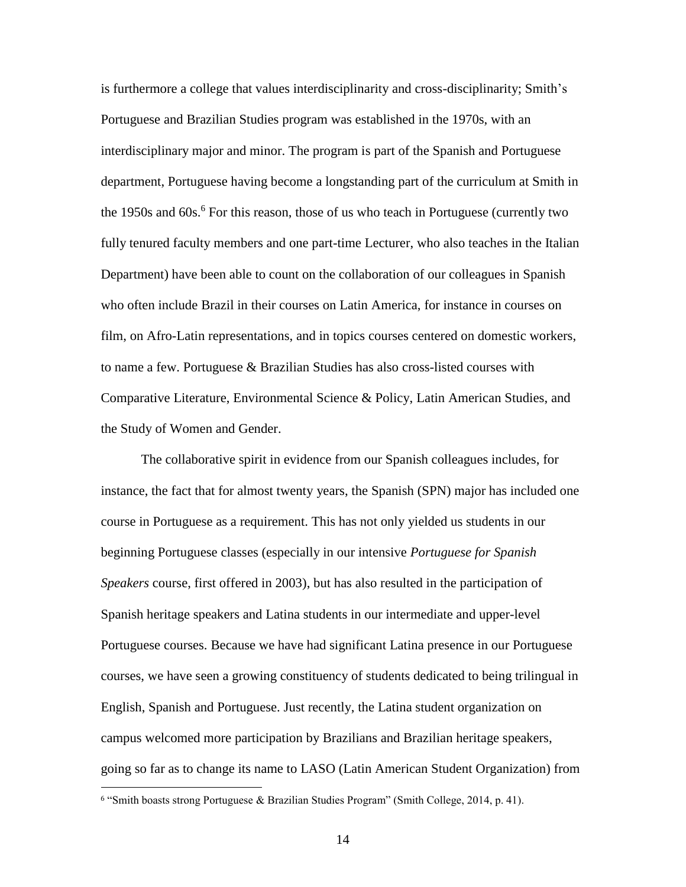is furthermore a college that values interdisciplinarity and cross-disciplinarity; Smith's Portuguese and Brazilian Studies program was established in the 1970s, with an interdisciplinary major and minor. The program is part of the Spanish and Portuguese department, Portuguese having become a longstanding part of the curriculum at Smith in the 1950s and 60s.[6] For this reason, those of us who teach in Portuguese (currently two fully tenured faculty members and one part-time Lecturer, who also teaches in the Italian Department) have been able to count on the collaboration of our colleagues in Spanish who often include Brazil in their courses on Latin America, for instance in courses on film, on Afro-Latin representations, and in topics courses centered on domestic workers, to name a few. Portuguese & Brazilian Studies has also cross-listed courses with Comparative Literature, Environmental Science & Policy, Latin American Studies, and the Study of Women and Gender.

The collaborative spirit in evidence from our Spanish colleagues includes, for instance, the fact that for almost twenty years, the Spanish (SPN) major has included one course in Portuguese as a requirement. This has not only yielded us students in our beginning Portuguese classes (especially in our intensive *Portuguese for Spanish Speakers* course, first offered in 2003), but has also resulted in the participation of Spanish heritage speakers and Latina students in our intermediate and upper-level Portuguese courses. Because we have had significant Latina presence in our Portuguese courses, we have seen a growing constituency of students dedicated to being trilingual in English, Spanish and Portuguese. Just recently, the Latina student organization on campus welcomed more participation by Brazilians and Brazilian heritage speakers, going so far as to change its name to LASO (Latin American Student Organization) from

[6] "Smith boasts strong Portuguese & Brazilian Studies Program" (Smith College, 2014, p. 41).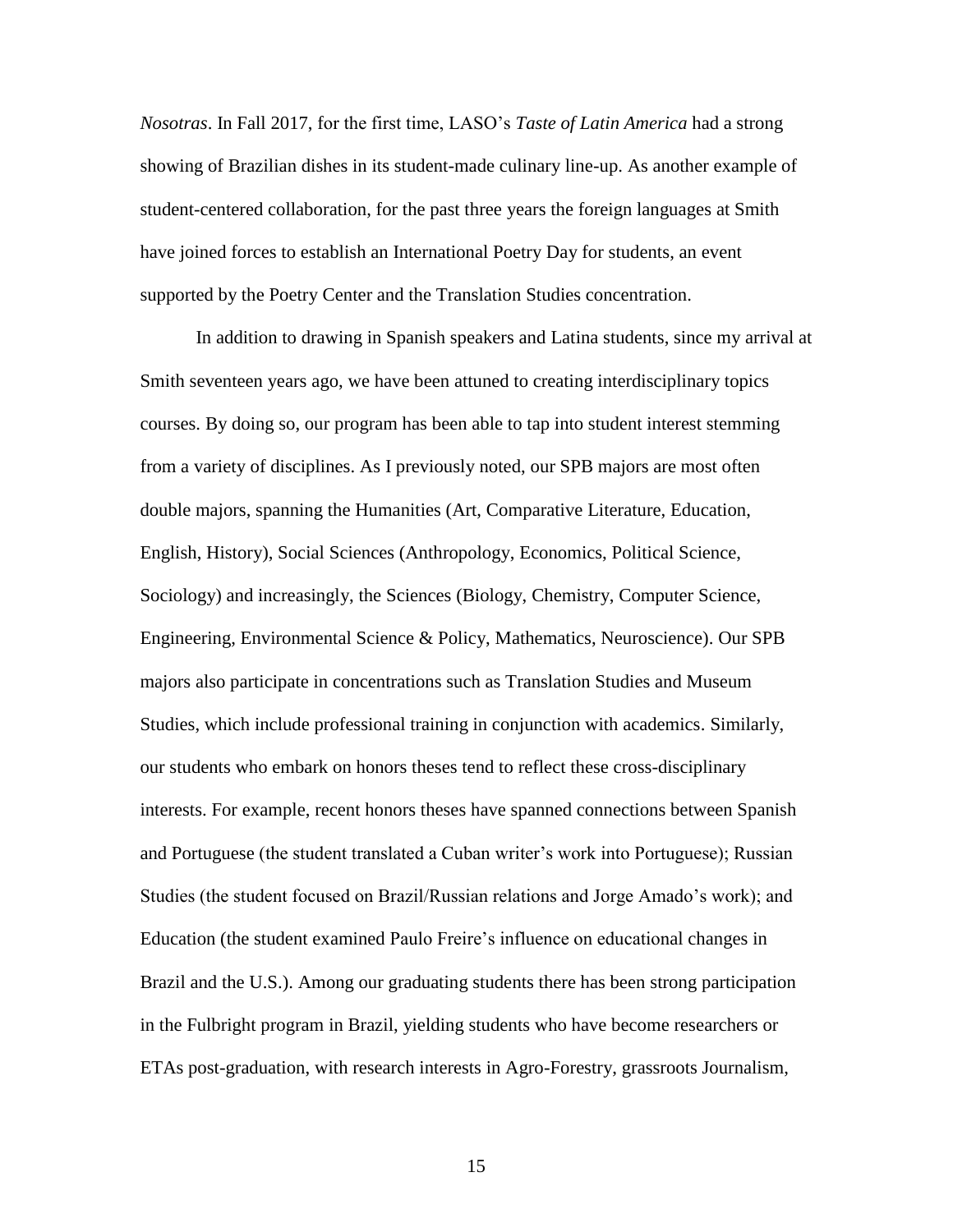*Nosotras*. In Fall 2017, for the first time, LASO's *Taste of Latin America* had a strong showing of Brazilian dishes in its student-made culinary line-up. As another example of student-centered collaboration, for the past three years the foreign languages at Smith have joined forces to establish an International Poetry Day for students, an event supported by the Poetry Center and the Translation Studies concentration.

In addition to drawing in Spanish speakers and Latina students, since my arrival at Smith seventeen years ago, we have been attuned to creating interdisciplinary topics courses. By doing so, our program has been able to tap into student interest stemming from a variety of disciplines. As I previously noted, our SPB majors are most often double majors, spanning the Humanities (Art, Comparative Literature, Education, English, History), Social Sciences (Anthropology, Economics, Political Science, Sociology) and increasingly, the Sciences (Biology, Chemistry, Computer Science, Engineering, Environmental Science & Policy, Mathematics, Neuroscience). Our SPB majors also participate in concentrations such as Translation Studies and Museum Studies, which include professional training in conjunction with academics. Similarly, our students who embark on honors theses tend to reflect these cross-disciplinary interests. For example, recent honors theses have spanned connections between Spanish and Portuguese (the student translated a Cuban writer's work into Portuguese); Russian Studies (the student focused on Brazil/Russian relations and Jorge Amado's work); and Education (the student examined Paulo Freire's influence on educational changes in Brazil and the U.S.). Among our graduating students there has been strong participation in the Fulbright program in Brazil, yielding students who have become researchers or ETAs post-graduation, with research interests in Agro-Forestry, grassroots Journalism,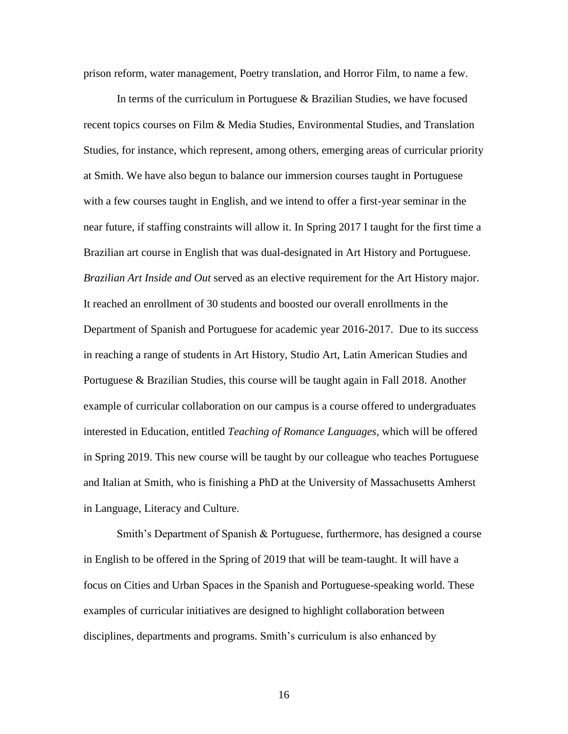prison reform, water management, Poetry translation, and Horror Film, to name a few.

In terms of the curriculum in Portuguese & Brazilian Studies, we have focused recent topics courses on Film & Media Studies, Environmental Studies, and Translation Studies, for instance, which represent, among others, emerging areas of curricular priority at Smith. We have also begun to balance our immersion courses taught in Portuguese with a few courses taught in English, and we intend to offer a first-year seminar in the near future, if staffing constraints will allow it. In Spring 2017 I taught for the first time a Brazilian art course in English that was dual-designated in Art History and Portuguese. *Brazilian Art Inside and Out* served as an elective requirement for the Art History major. It reached an enrollment of 30 students and boosted our overall enrollments in the Department of Spanish and Portuguese for academic year 2016-2017. Due to its success in reaching a range of students in Art History, Studio Art, Latin American Studies and Portuguese & Brazilian Studies, this course will be taught again in Fall 2018. Another example of curricular collaboration on our campus is a course offered to undergraduates interested in Education, entitled *Teaching of Romance Languages,* which will be offered in Spring 2019. This new course will be taught by our colleague who teaches Portuguese and Italian at Smith, who is finishing a PhD at the University of Massachusetts Amherst in Language, Literacy and Culture.

Smith's Department of Spanish & Portuguese, furthermore, has designed a course in English to be offered in the Spring of 2019 that will be team-taught. It will have a focus on Cities and Urban Spaces in the Spanish and Portuguese-speaking world. These examples of curricular initiatives are designed to highlight collaboration between disciplines, departments and programs. Smith's curriculum is also enhanced by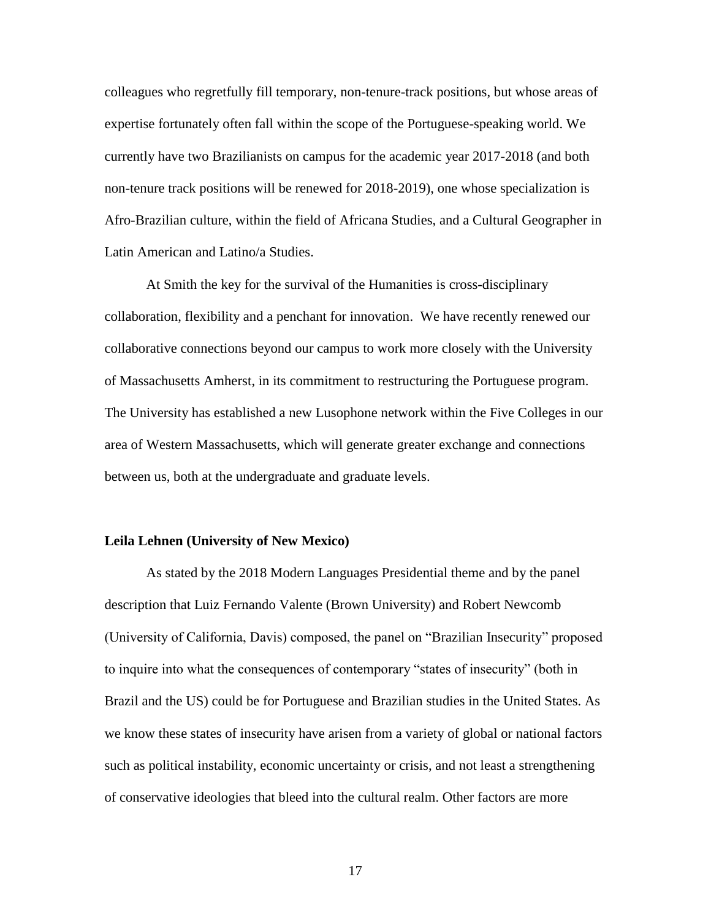colleagues who regretfully fill temporary, non-tenure-track positions, but whose areas of expertise fortunately often fall within the scope of the Portuguese-speaking world. We currently have two Brazilianists on campus for the academic year 2017-2018 (and both non-tenure track positions will be renewed for 2018-2019), one whose specialization is Afro-Brazilian culture, within the field of Africana Studies, and a Cultural Geographer in Latin American and Latino/a Studies.

At Smith the key for the survival of the Humanities is cross-disciplinary collaboration, flexibility and a penchant for innovation. We have recently renewed our collaborative connections beyond our campus to work more closely with the University of Massachusetts Amherst, in its commitment to restructuring the Portuguese program. The University has established a new Lusophone network within the Five Colleges in our area of Western Massachusetts, which will generate greater exchange and connections between us, both at the undergraduate and graduate levels.

**Leila Lehnen (University of New Mexico)**

As stated by the 2018 Modern Languages Presidential theme and by the panel description that Luiz Fernando Valente (Brown University) and Robert Newcomb (University of California, Davis) composed, the panel on "Brazilian Insecurity" proposed to inquire into what the consequences of contemporary "states of insecurity" (both in Brazil and the US) could be for Portuguese and Brazilian studies in the United States. As we know these states of insecurity have arisen from a variety of global or national factors such as political instability, economic uncertainty or crisis, and not least a strengthening of conservative ideologies that bleed into the cultural realm. Other factors are more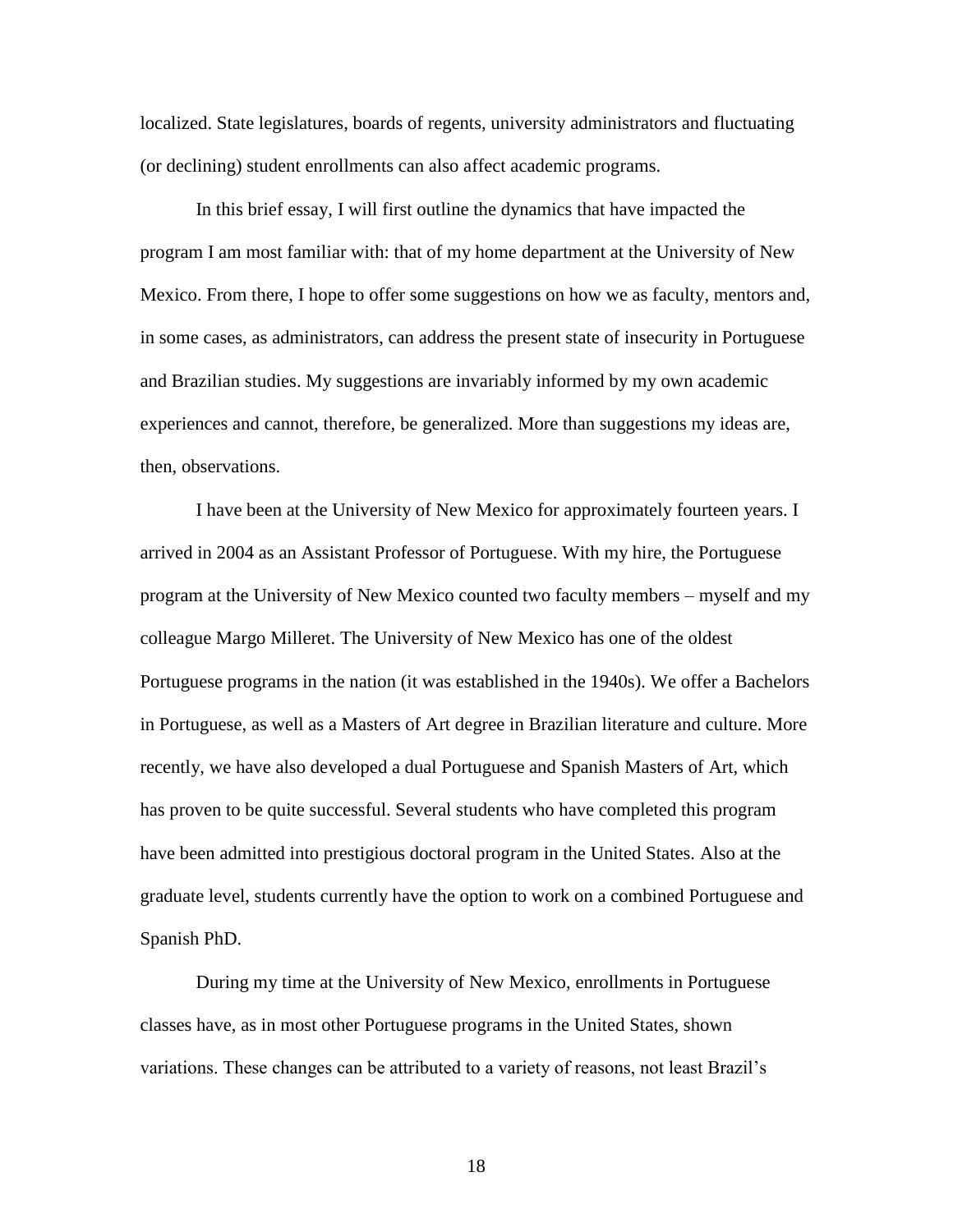localized. State legislatures, boards of regents, university administrators and fluctuating (or declining) student enrollments can also affect academic programs.

In this brief essay, I will first outline the dynamics that have impacted the program I am most familiar with: that of my home department at the University of New Mexico. From there, I hope to offer some suggestions on how we as faculty, mentors and, in some cases, as administrators, can address the present state of insecurity in Portuguese and Brazilian studies. My suggestions are invariably informed by my own academic experiences and cannot, therefore, be generalized. More than suggestions my ideas are, then, observations.

I have been at the University of New Mexico for approximately fourteen years. I arrived in 2004 as an Assistant Professor of Portuguese. With my hire, the Portuguese program at the University of New Mexico counted two faculty members – myself and my colleague Margo Milleret. The University of New Mexico has one of the oldest Portuguese programs in the nation (it was established in the 1940s). We offer a Bachelors in Portuguese, as well as a Masters of Art degree in Brazilian literature and culture. More recently, we have also developed a dual Portuguese and Spanish Masters of Art, which has proven to be quite successful. Several students who have completed this program have been admitted into prestigious doctoral program in the United States. Also at the graduate level, students currently have the option to work on a combined Portuguese and Spanish PhD.

During my time at the University of New Mexico, enrollments in Portuguese classes have, as in most other Portuguese programs in the United States, shown variations. These changes can be attributed to a variety of reasons, not least Brazil's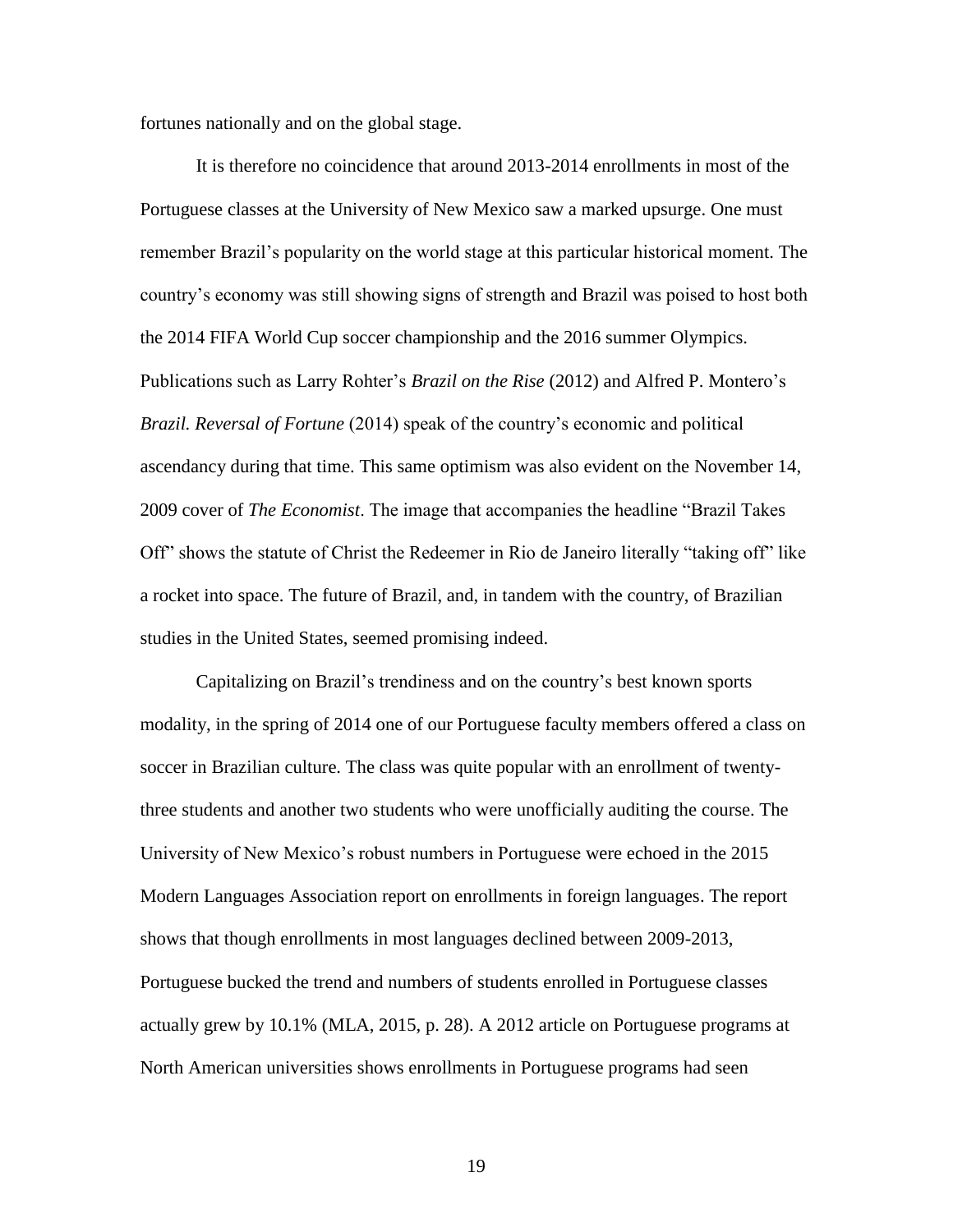fortunes nationally and on the global stage.

It is therefore no coincidence that around 2013-2014 enrollments in most of the Portuguese classes at the University of New Mexico saw a marked upsurge. One must remember Brazil's popularity on the world stage at this particular historical moment. The country's economy was still showing signs of strength and Brazil was poised to host both the 2014 FIFA World Cup soccer championship and the 2016 summer Olympics. Publications such as Larry Rohter's *Brazil on the Rise* (2012) and Alfred P. Montero's *Brazil. Reversal of Fortune* (2014) speak of the country's economic and political ascendancy during that time. This same optimism was also evident on the November 14, 2009 cover of *The Economist*. The image that accompanies the headline "Brazil Takes Off" shows the statute of Christ the Redeemer in Rio de Janeiro literally "taking off" like a rocket into space. The future of Brazil, and, in tandem with the country, of Brazilian studies in the United States, seemed promising indeed.

Capitalizing on Brazil's trendiness and on the country's best known sports modality, in the spring of 2014 one of our Portuguese faculty members offered a class on soccer in Brazilian culture. The class was quite popular with an enrollment of twenty-three students and another two students who were unofficially auditing the course. The University of New Mexico's robust numbers in Portuguese were echoed in the 2015 Modern Languages Association report on enrollments in foreign languages. The report shows that though enrollments in most languages declined between 2009-2013, Portuguese bucked the trend and numbers of students enrolled in Portuguese classes actually grew by 10.1% (MLA, 2015, p. 28). A 2012 article on Portuguese programs at North American universities shows enrollments in Portuguese programs had seen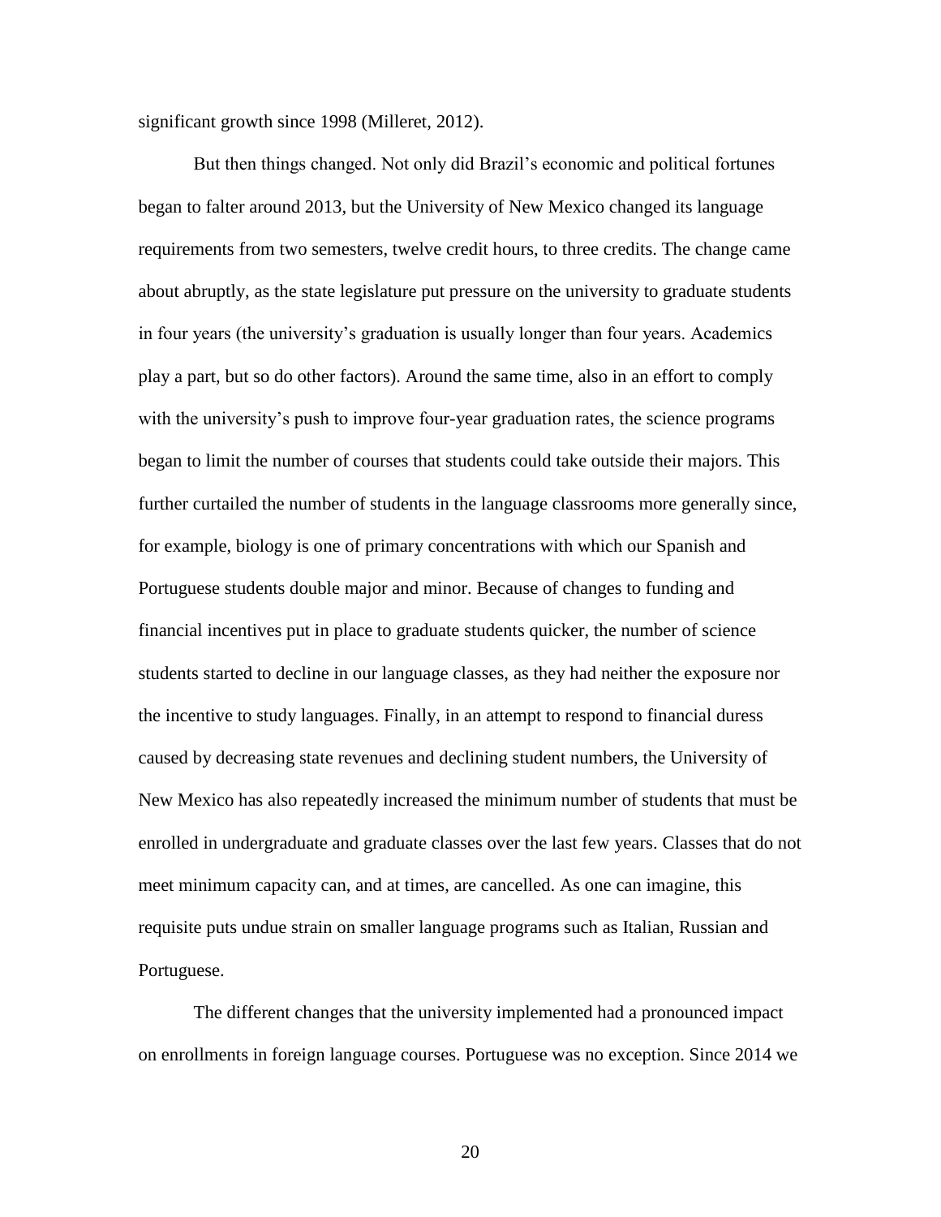significant growth since 1998 (Milleret, 2012).

But then things changed. Not only did Brazil's economic and political fortunes began to falter around 2013, but the University of New Mexico changed its language requirements from two semesters, twelve credit hours, to three credits. The change came about abruptly, as the state legislature put pressure on the university to graduate students in four years (the university's graduation is usually longer than four years. Academics play a part, but so do other factors). Around the same time, also in an effort to comply with the university's push to improve four-year graduation rates, the science programs began to limit the number of courses that students could take outside their majors. This further curtailed the number of students in the language classrooms more generally since, for example, biology is one of primary concentrations with which our Spanish and Portuguese students double major and minor. Because of changes to funding and financial incentives put in place to graduate students quicker, the number of science students started to decline in our language classes, as they had neither the exposure nor the incentive to study languages. Finally, in an attempt to respond to financial duress caused by decreasing state revenues and declining student numbers, the University of New Mexico has also repeatedly increased the minimum number of students that must be enrolled in undergraduate and graduate classes over the last few years. Classes that do not meet minimum capacity can, and at times, are cancelled. As one can imagine, this requisite puts undue strain on smaller language programs such as Italian, Russian and Portuguese.

The different changes that the university implemented had a pronounced impact on enrollments in foreign language courses. Portuguese was no exception. Since 2014 we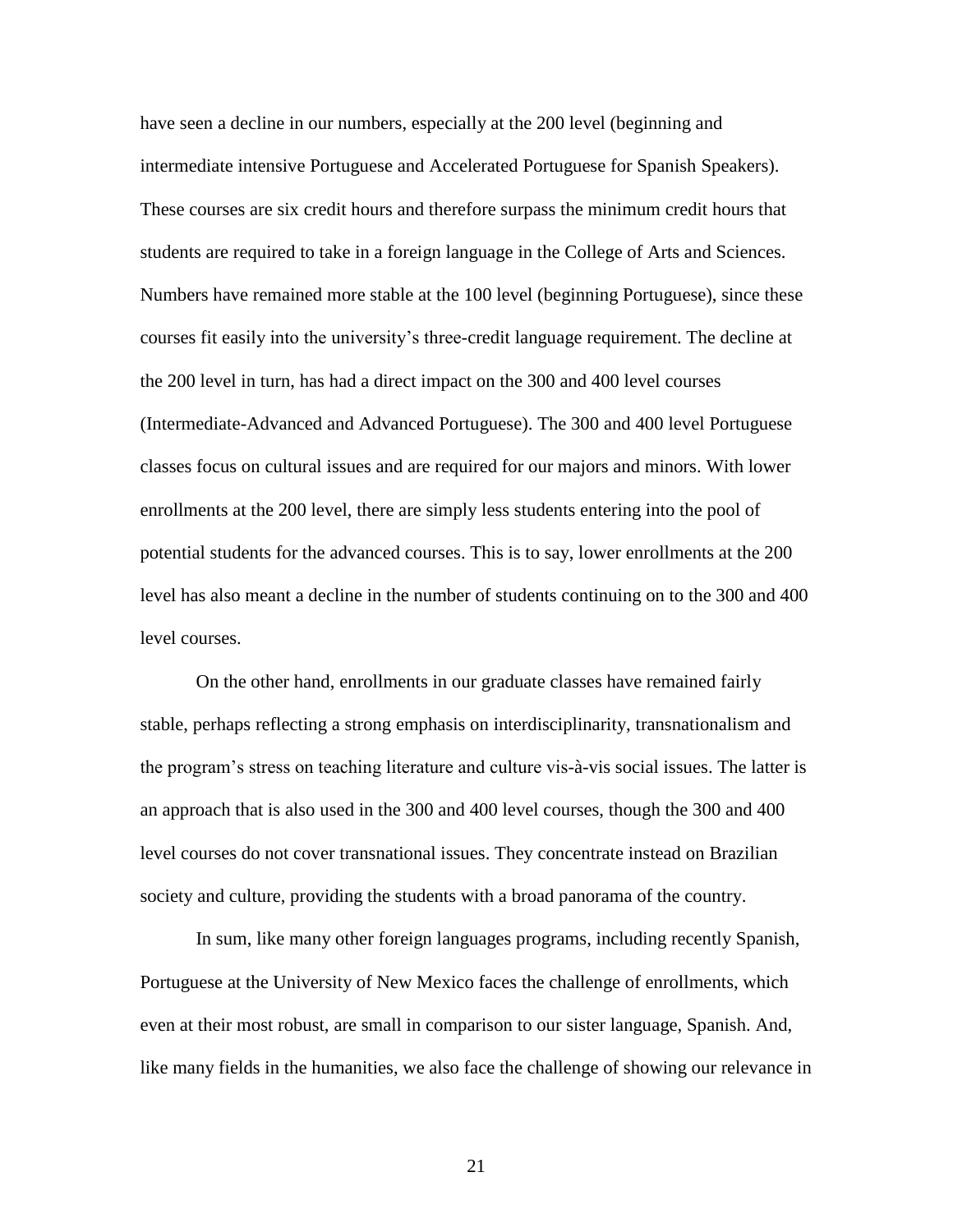have seen a decline in our numbers, especially at the 200 level (beginning and intermediate intensive Portuguese and Accelerated Portuguese for Spanish Speakers). These courses are six credit hours and therefore surpass the minimum credit hours that students are required to take in a foreign language in the College of Arts and Sciences. Numbers have remained more stable at the 100 level (beginning Portuguese), since these courses fit easily into the university's three-credit language requirement. The decline at the 200 level in turn, has had a direct impact on the 300 and 400 level courses (Intermediate-Advanced and Advanced Portuguese). The 300 and 400 level Portuguese classes focus on cultural issues and are required for our majors and minors. With lower enrollments at the 200 level, there are simply less students entering into the pool of potential students for the advanced courses. This is to say, lower enrollments at the 200 level has also meant a decline in the number of students continuing on to the 300 and 400 level courses.

On the other hand, enrollments in our graduate classes have remained fairly stable, perhaps reflecting a strong emphasis on interdisciplinarity, transnationalism and the program's stress on teaching literature and culture vis-à-vis social issues. The latter is an approach that is also used in the 300 and 400 level courses, though the 300 and 400 level courses do not cover transnational issues. They concentrate instead on Brazilian society and culture, providing the students with a broad panorama of the country.

In sum, like many other foreign languages programs, including recently Spanish, Portuguese at the University of New Mexico faces the challenge of enrollments, which even at their most robust, are small in comparison to our sister language, Spanish. And, like many fields in the humanities, we also face the challenge of showing our relevance in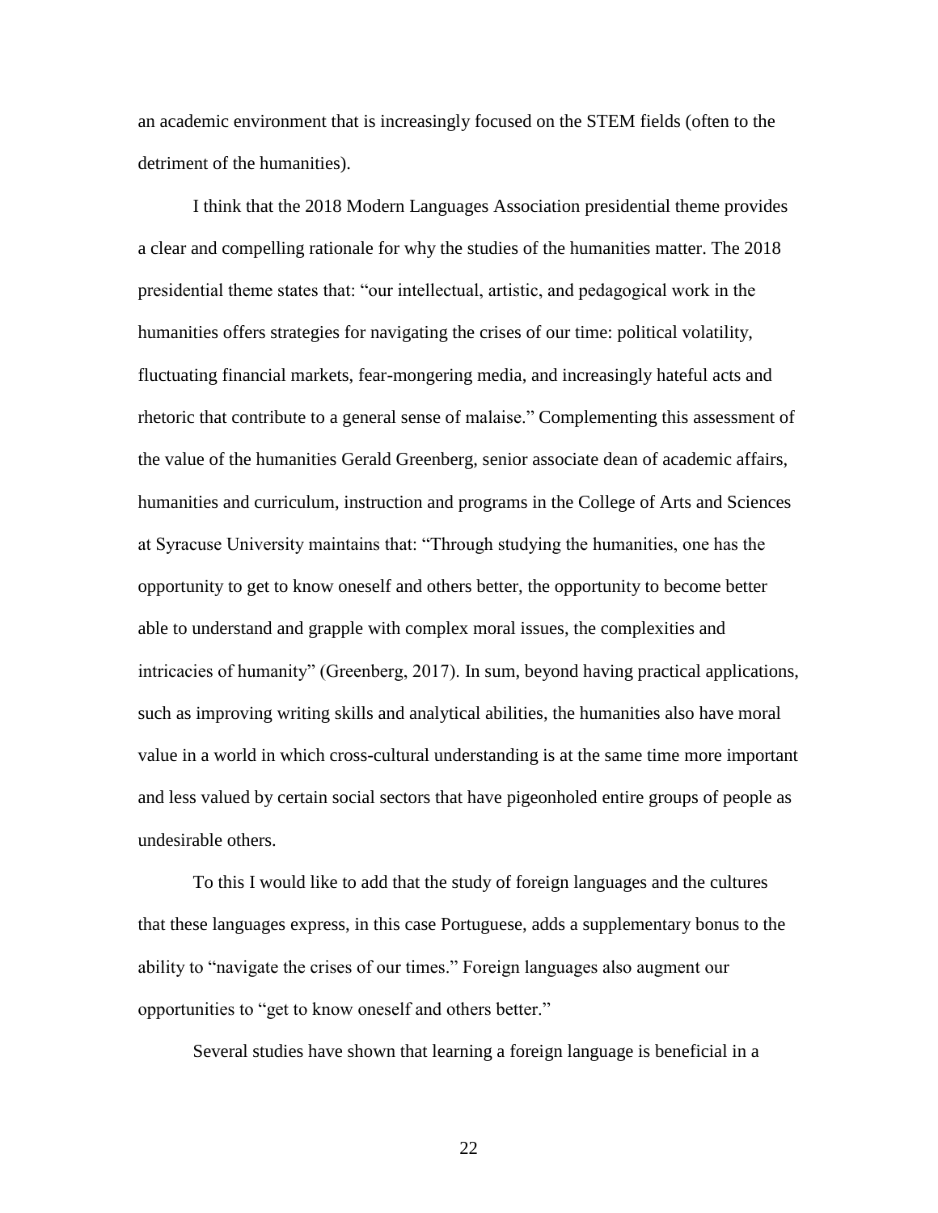an academic environment that is increasingly focused on the STEM fields (often to the detriment of the humanities).

I think that the 2018 Modern Languages Association presidential theme provides a clear and compelling rationale for why the studies of the humanities matter. The 2018 presidential theme states that: "our intellectual, artistic, and pedagogical work in the humanities offers strategies for navigating the crises of our time: political volatility, fluctuating financial markets, fear-mongering media, and increasingly hateful acts and rhetoric that contribute to a general sense of malaise." Complementing this assessment of the value of the humanities Gerald Greenberg, senior associate dean of academic affairs, humanities and curriculum, instruction and programs in the College of Arts and Sciences at Syracuse University maintains that: "Through studying the humanities, one has the opportunity to get to know oneself and others better, the opportunity to become better able to understand and grapple with complex moral issues, the complexities and intricacies of humanity" (Greenberg, 2017). In sum, beyond having practical applications, such as improving writing skills and analytical abilities, the humanities also have moral value in a world in which cross-cultural understanding is at the same time more important and less valued by certain social sectors that have pigeonholed entire groups of people as undesirable others.

To this I would like to add that the study of foreign languages and the cultures that these languages express, in this case Portuguese, adds a supplementary bonus to the ability to "navigate the crises of our times." Foreign languages also augment our opportunities to "get to know oneself and others better."

Several studies have shown that learning a foreign language is beneficial in a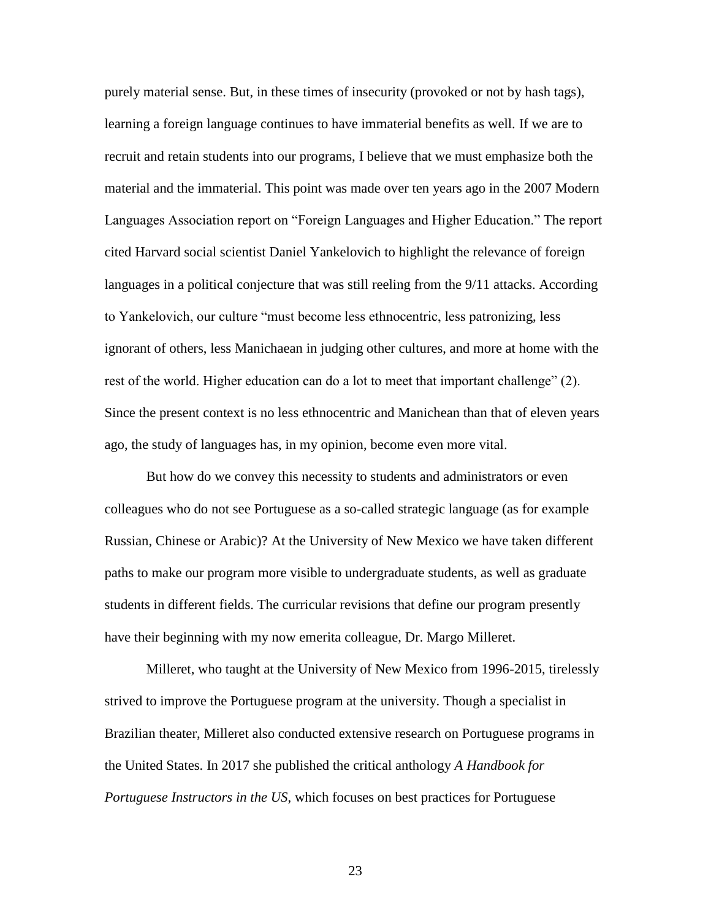purely material sense. But, in these times of insecurity (provoked or not by hash tags), learning a foreign language continues to have immaterial benefits as well. If we are to recruit and retain students into our programs, I believe that we must emphasize both the material and the immaterial. This point was made over ten years ago in the 2007 Modern Languages Association report on "Foreign Languages and Higher Education." The report cited Harvard social scientist Daniel Yankelovich to highlight the relevance of foreign languages in a political conjecture that was still reeling from the 9/11 attacks. According to Yankelovich, our culture "must become less ethnocentric, less patronizing, less ignorant of others, less Manichaean in judging other cultures, and more at home with the rest of the world. Higher education can do a lot to meet that important challenge" (2). Since the present context is no less ethnocentric and Manichean than that of eleven years ago, the study of languages has, in my opinion, become even more vital.

But how do we convey this necessity to students and administrators or even colleagues who do not see Portuguese as a so-called strategic language (as for example Russian, Chinese or Arabic)? At the University of New Mexico we have taken different paths to make our program more visible to undergraduate students, as well as graduate students in different fields. The curricular revisions that define our program presently have their beginning with my now emerita colleague, Dr. Margo Milleret.

Milleret, who taught at the University of New Mexico from 1996-2015, tirelessly strived to improve the Portuguese program at the university. Though a specialist in Brazilian theater, Milleret also conducted extensive research on Portuguese programs in the United States. In 2017 she published the critical anthology *A Handbook for Portuguese Instructors in the US*, which focuses on best practices for Portuguese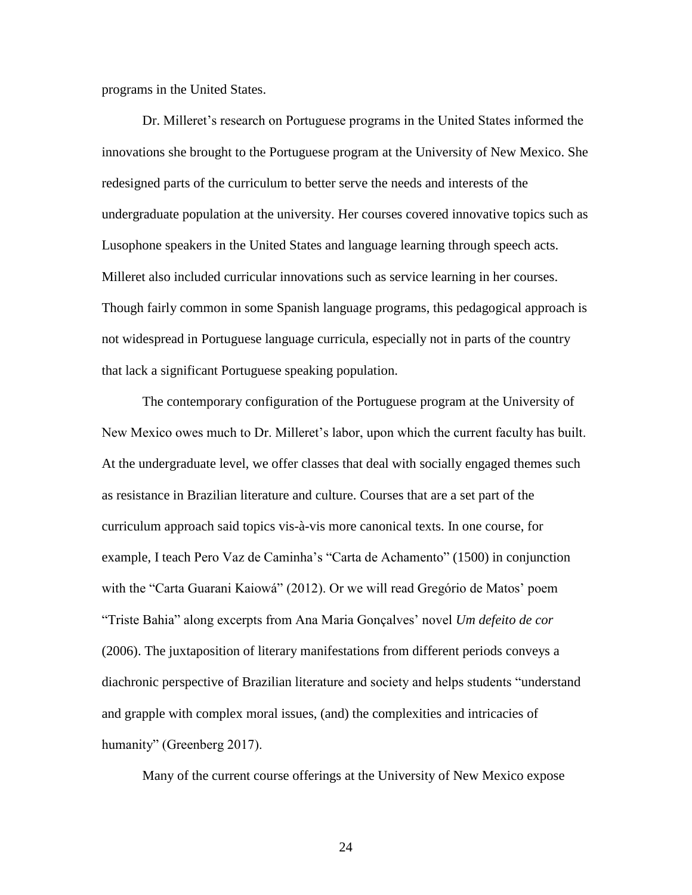programs in the United States.

Dr. Milleret's research on Portuguese programs in the United States informed the innovations she brought to the Portuguese program at the University of New Mexico. She redesigned parts of the curriculum to better serve the needs and interests of the undergraduate population at the university. Her courses covered innovative topics such as Lusophone speakers in the United States and language learning through speech acts. Milleret also included curricular innovations such as service learning in her courses. Though fairly common in some Spanish language programs, this pedagogical approach is not widespread in Portuguese language curricula, especially not in parts of the country that lack a significant Portuguese speaking population.

The contemporary configuration of the Portuguese program at the University of New Mexico owes much to Dr. Milleret's labor, upon which the current faculty has built. At the undergraduate level, we offer classes that deal with socially engaged themes such as resistance in Brazilian literature and culture. Courses that are a set part of the curriculum approach said topics vis-à-vis more canonical texts. In one course, for example, I teach Pero Vaz de Caminha's "Carta de Achamento" (1500) in conjunction with the "Carta Guarani Kaiowá" (2012). Or we will read Gregório de Matos' poem "Triste Bahia" along excerpts from Ana Maria Gonçalves' novel *Um defeito de cor* (2006). The juxtaposition of literary manifestations from different periods conveys a diachronic perspective of Brazilian literature and society and helps students "understand and grapple with complex moral issues, (and) the complexities and intricacies of humanity" (Greenberg 2017).

Many of the current course offerings at the University of New Mexico expose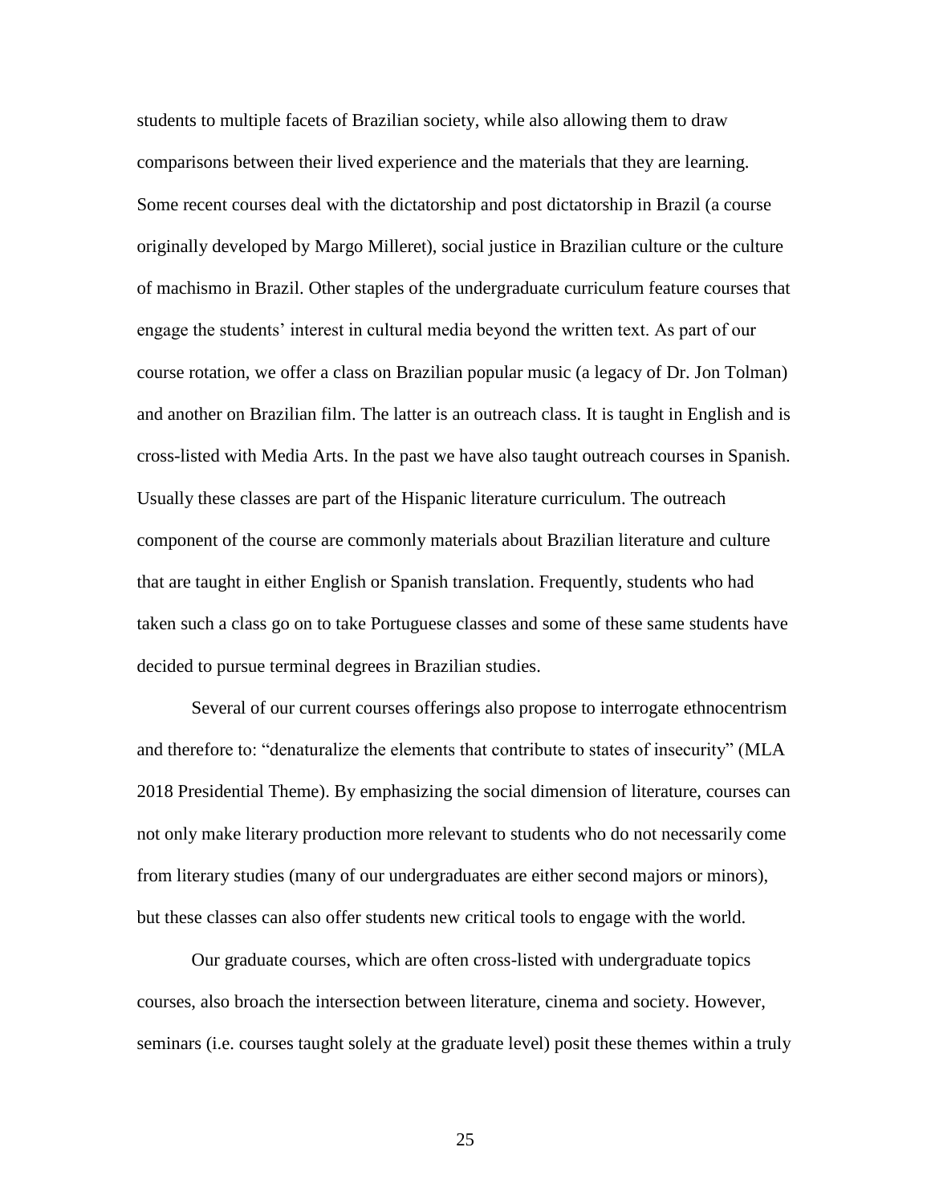students to multiple facets of Brazilian society, while also allowing them to draw comparisons between their lived experience and the materials that they are learning. Some recent courses deal with the dictatorship and post dictatorship in Brazil (a course originally developed by Margo Milleret), social justice in Brazilian culture or the culture of machismo in Brazil. Other staples of the undergraduate curriculum feature courses that engage the students' interest in cultural media beyond the written text. As part of our course rotation, we offer a class on Brazilian popular music (a legacy of Dr. Jon Tolman) and another on Brazilian film. The latter is an outreach class. It is taught in English and is cross-listed with Media Arts. In the past we have also taught outreach courses in Spanish. Usually these classes are part of the Hispanic literature curriculum. The outreach component of the course are commonly materials about Brazilian literature and culture that are taught in either English or Spanish translation. Frequently, students who had taken such a class go on to take Portuguese classes and some of these same students have decided to pursue terminal degrees in Brazilian studies.

Several of our current courses offerings also propose to interrogate ethnocentrism and therefore to: "denaturalize the elements that contribute to states of insecurity" (MLA 2018 Presidential Theme). By emphasizing the social dimension of literature, courses can not only make literary production more relevant to students who do not necessarily come from literary studies (many of our undergraduates are either second majors or minors), but these classes can also offer students new critical tools to engage with the world.

Our graduate courses, which are often cross-listed with undergraduate topics courses, also broach the intersection between literature, cinema and society. However, seminars (i.e. courses taught solely at the graduate level) posit these themes within a truly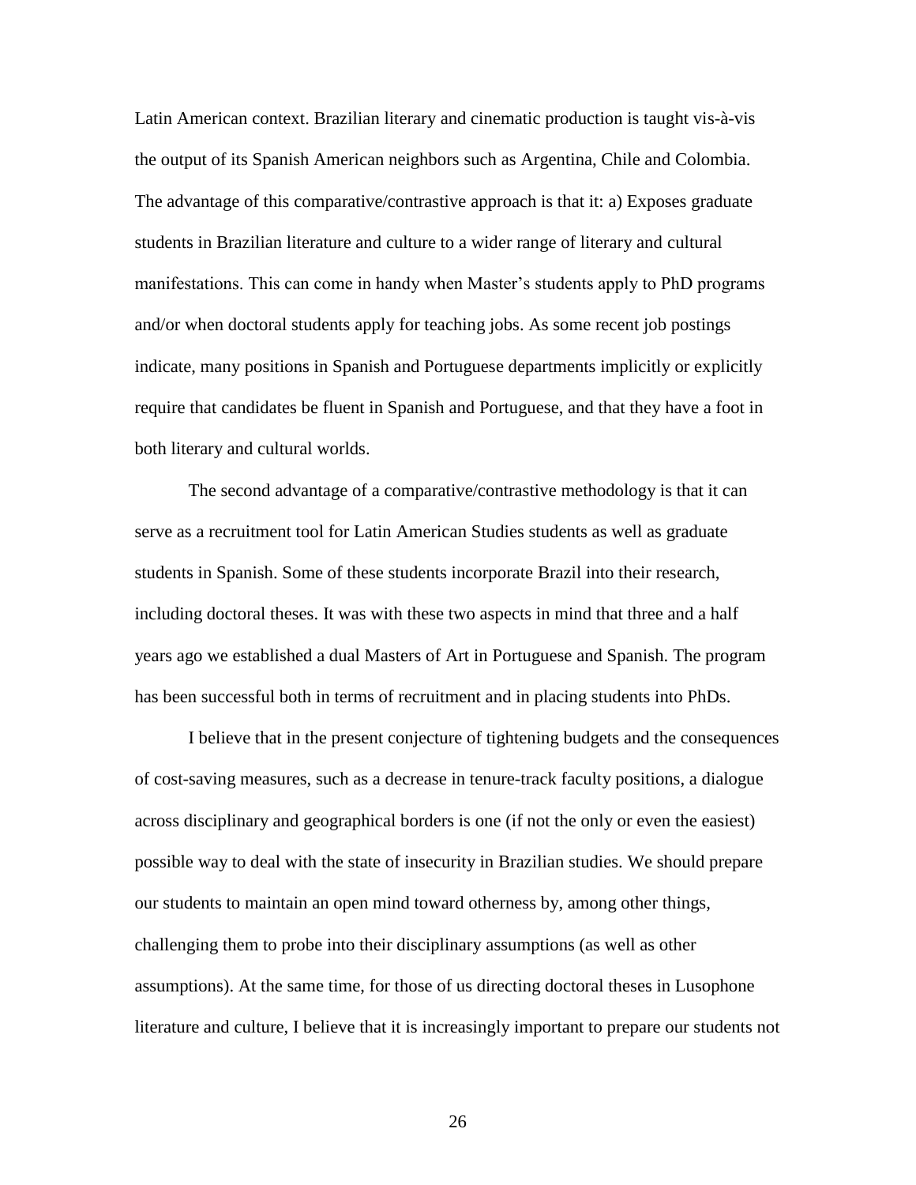Latin American context. Brazilian literary and cinematic production is taught vis-à-vis the output of its Spanish American neighbors such as Argentina, Chile and Colombia. The advantage of this comparative/contrastive approach is that it: a) Exposes graduate students in Brazilian literature and culture to a wider range of literary and cultural manifestations. This can come in handy when Master's students apply to PhD programs and/or when doctoral students apply for teaching jobs. As some recent job postings indicate, many positions in Spanish and Portuguese departments implicitly or explicitly require that candidates be fluent in Spanish and Portuguese, and that they have a foot in both literary and cultural worlds.

The second advantage of a comparative/contrastive methodology is that it can serve as a recruitment tool for Latin American Studies students as well as graduate students in Spanish. Some of these students incorporate Brazil into their research, including doctoral theses. It was with these two aspects in mind that three and a half years ago we established a dual Masters of Art in Portuguese and Spanish. The program has been successful both in terms of recruitment and in placing students into PhDs.

I believe that in the present conjecture of tightening budgets and the consequences of cost-saving measures, such as a decrease in tenure-track faculty positions, a dialogue across disciplinary and geographical borders is one (if not the only or even the easiest) possible way to deal with the state of insecurity in Brazilian studies. We should prepare our students to maintain an open mind toward otherness by, among other things, challenging them to probe into their disciplinary assumptions (as well as other assumptions). At the same time, for those of us directing doctoral theses in Lusophone literature and culture, I believe that it is increasingly important to prepare our students not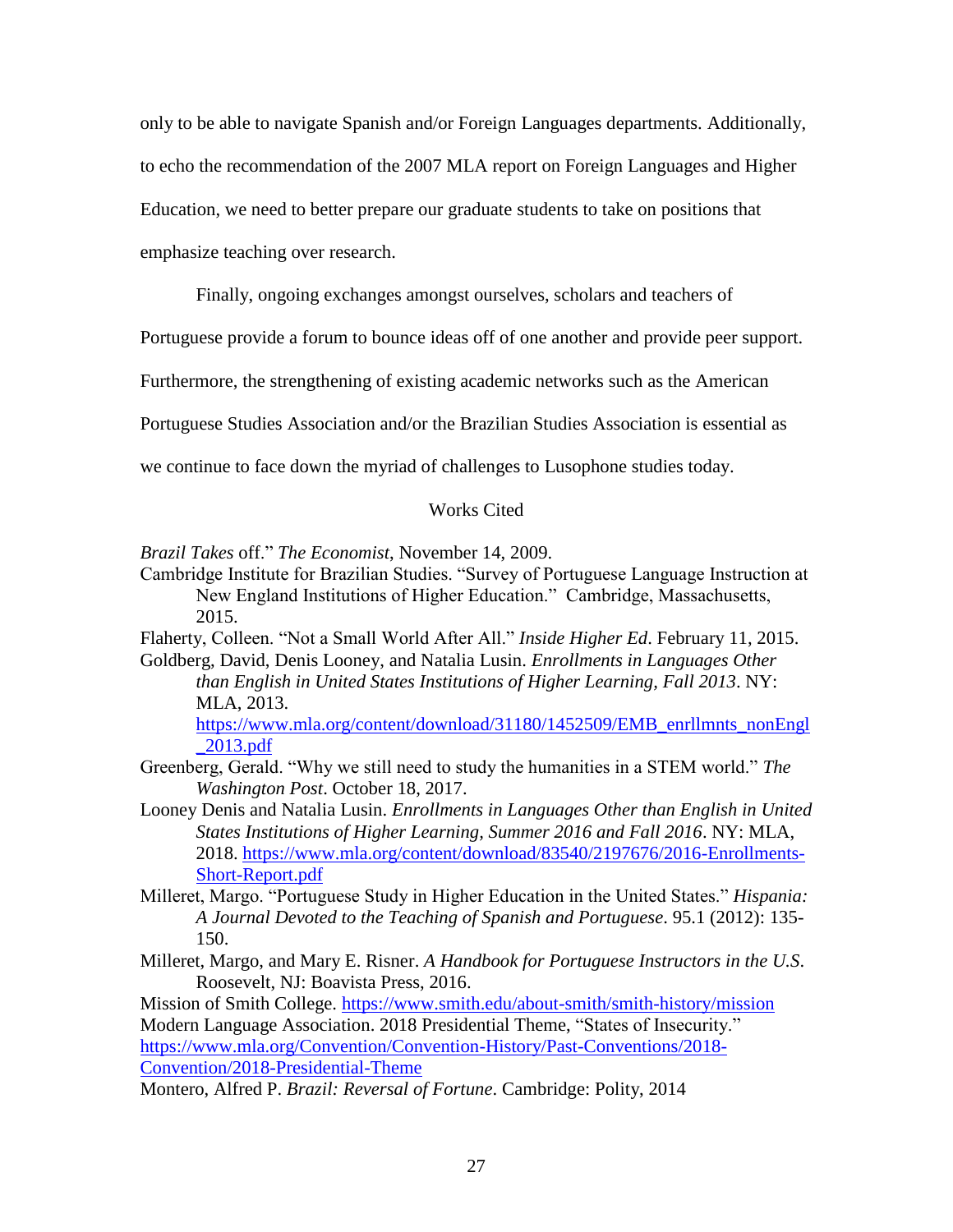only to be able to navigate Spanish and/or Foreign Languages departments. Additionally, to echo the recommendation of the 2007 MLA report on Foreign Languages and Higher Education, we need to better prepare our graduate students to take on positions that emphasize teaching over research.

Finally, ongoing exchanges amongst ourselves, scholars and teachers of Portuguese provide a forum to bounce ideas off of one another and provide peer support. Furthermore, the strengthening of existing academic networks such as the American Portuguese Studies Association and/or the Brazilian Studies Association is essential as we continue to face down the myriad of challenges to Lusophone studies today.

## Works Cited

*Brazil Takes* off." *The Economist*, November 14, 2009.

Cambridge Institute for Brazilian Studies. "Survey of Portuguese Language Instruction at New England Institutions of Higher Education." Cambridge, Massachusetts, 2015.

Flaherty, Colleen. "Not a Small World After All." *Inside Higher Ed*. February 11, 2015.

Goldberg, David, Denis Looney, and Natalia Lusin. *Enrollments in Languages Other than English in United States Institutions of Higher Learning, Fall 2013*. NY: MLA, 2013. https://www.mla.org/content/download/31180/1452509/EMB_enrllmnts_nonEngl_2013.pdf

Greenberg, Gerald. "Why we still need to study the humanities in a STEM world." *The Washington Post*. October 18, 2017.

Looney Denis and Natalia Lusin. *Enrollments in Languages Other than English in United States Institutions of Higher Learning, Summer 2016 and Fall 2016*. NY: MLA, 2018. https://www.mla.org/content/download/83540/2197676/2016-Enrollments-Short-Report.pdf

Milleret, Margo. "Portuguese Study in Higher Education in the United States." *Hispania: A Journal Devoted to the Teaching of Spanish and Portuguese*. 95.1 (2012): 135-150.

Milleret, Margo, and Mary E. Risner. *A Handbook for Portuguese Instructors in the U.S*. Roosevelt, NJ: Boavista Press, 2016.

Mission of Smith College. https://www.smith.edu/about-smith/smith-history/mission

Modern Language Association. 2018 Presidential Theme, "States of Insecurity." https://www.mla.org/Convention/Convention-History/Past-Conventions/2018-Convention/2018-Presidential-Theme

Montero, Alfred P. *Brazil: Reversal of Fortune*. Cambridge: Polity, 2014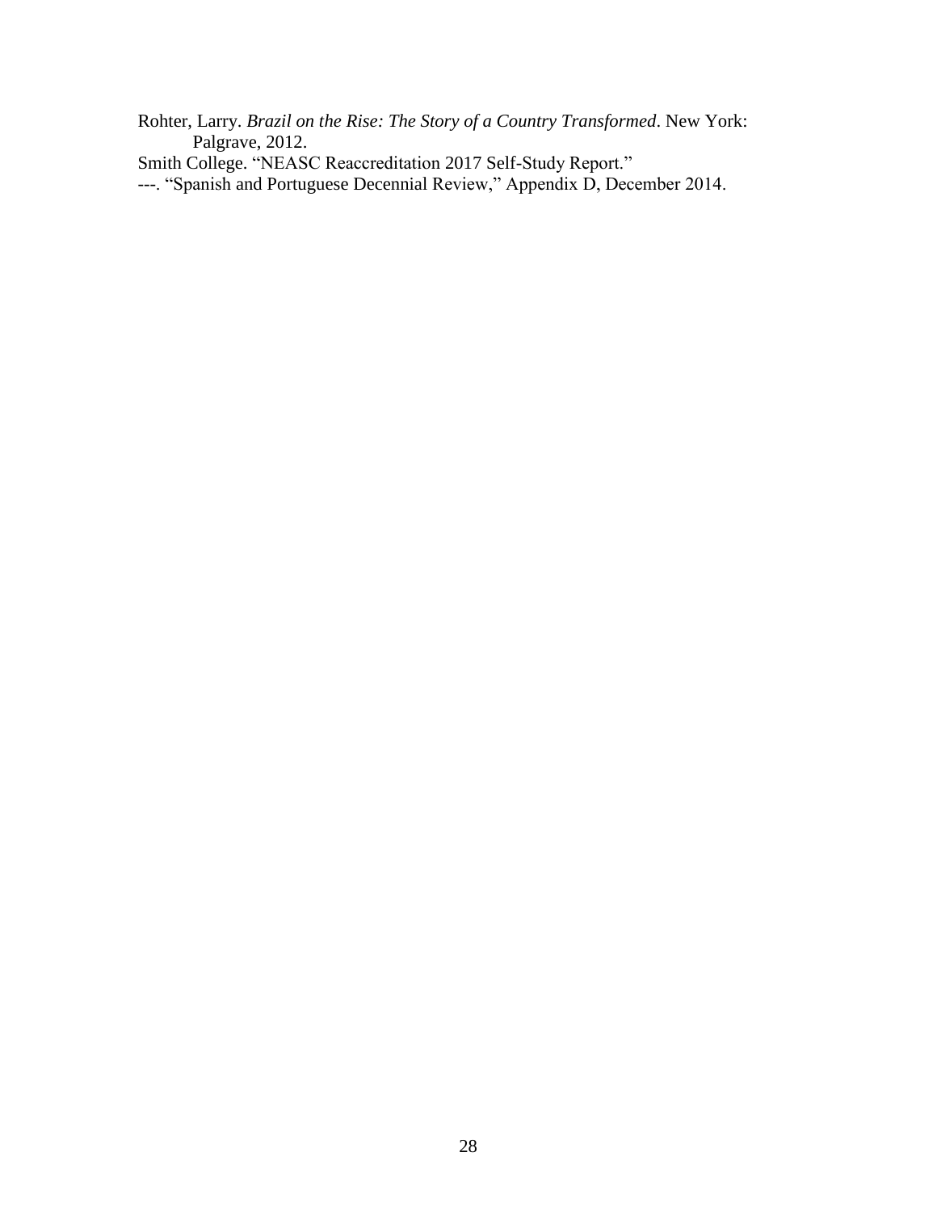Rohter, Larry. *Brazil on the Rise: The Story of a Country Transformed*. New York: Palgrave, 2012.

Smith College. "NEASC Reaccreditation 2017 Self-Study Report."

---. "Spanish and Portuguese Decennial Review," Appendix D, December 2014.